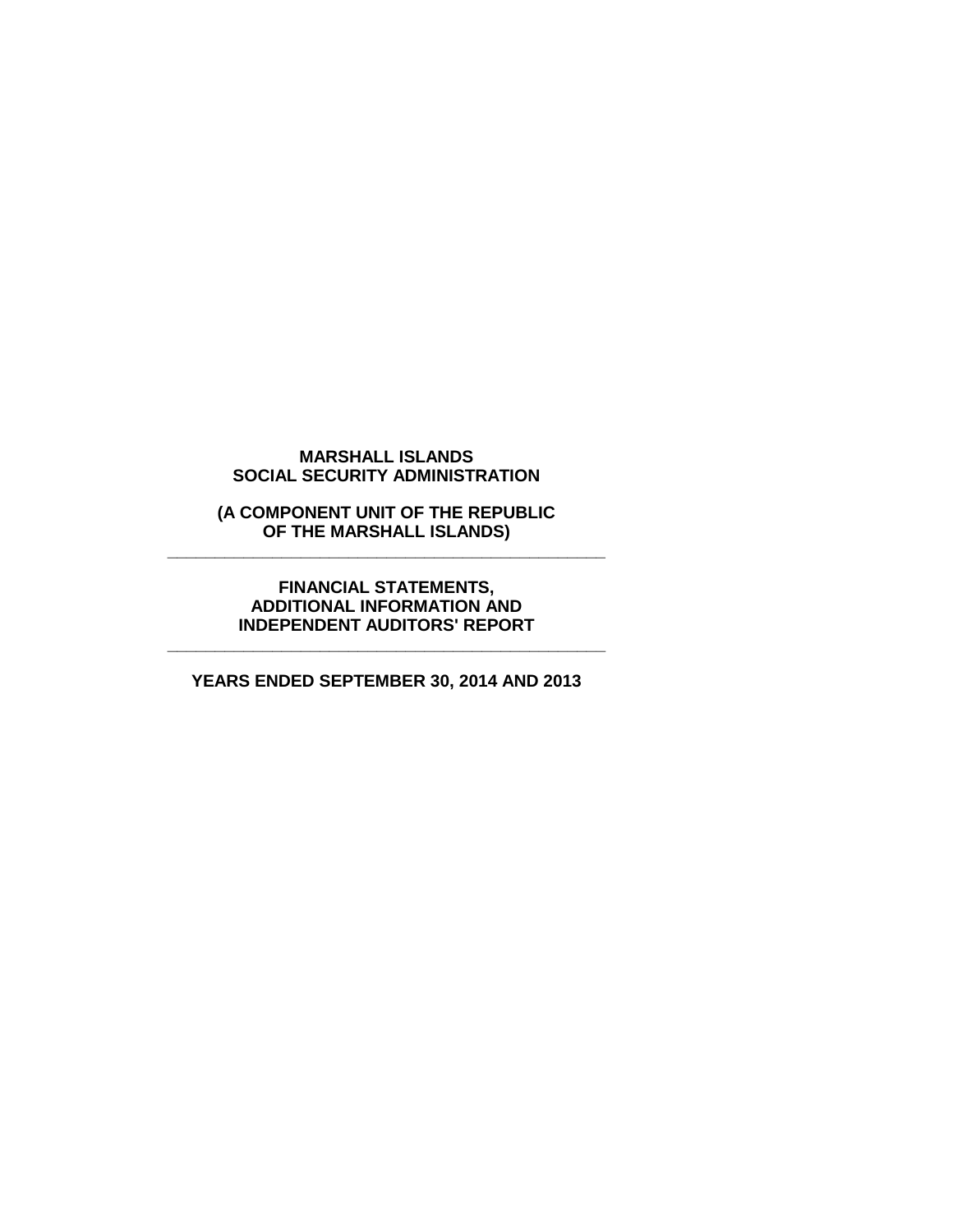# MARSHALL ISLANDS SOCIAL SECURITY ADMINISTRATION

**(A COMPONENT UNIT OF THE REPUBLIC OF THE MARSHALL ISLANDS)**

---

**FINANCIAL STATEMENTS, ADDITIONAL INFORMATION AND INDEPENDENT AUDITORS' REPORT**

---

**YEARS ENDED SEPTEMBER 30, 2014 AND 2013**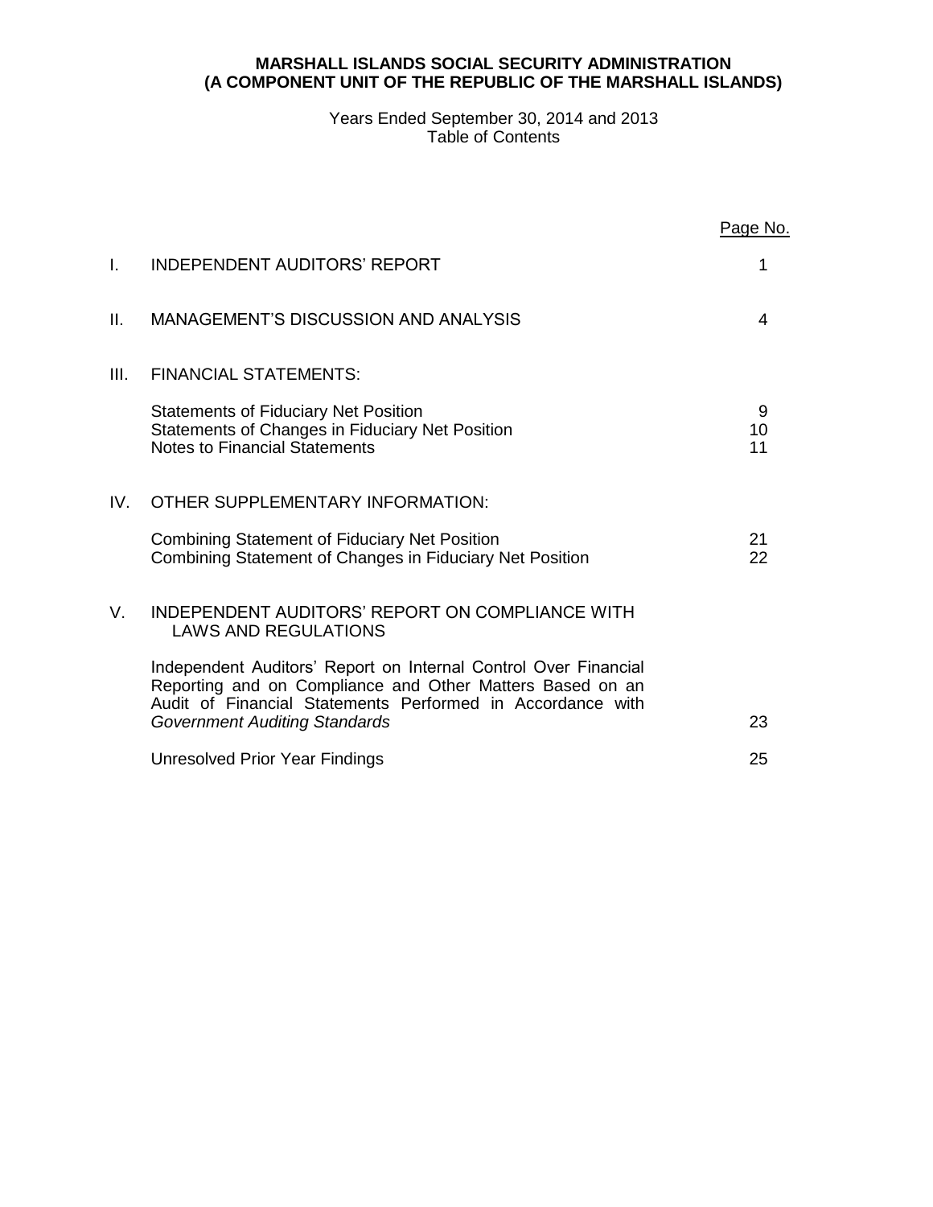**MARSHALL ISLANDS SOCIAL SECURITY ADMINISTRATION**
**(A COMPONENT UNIT OF THE REPUBLIC OF THE MARSHALL ISLANDS)**

Years Ended September 30, 2014 and 2013
Table of Contents

| | | Page No. |
|---|---|---|
| I. | INDEPENDENT AUDITORS' REPORT | 1 |
| II. | MANAGEMENT'S DISCUSSION AND ANALYSIS | 4 |
| III. | FINANCIAL STATEMENTS: | |
| | Statements of Fiduciary Net Position | 9 |
| | Statements of Changes in Fiduciary Net Position | 10 |
| | Notes to Financial Statements | 11 |
| IV. | OTHER SUPPLEMENTARY INFORMATION: | |
| | Combining Statement of Fiduciary Net Position | 21 |
| | Combining Statement of Changes in Fiduciary Net Position | 22 |
| V. | INDEPENDENT AUDITORS' REPORT ON COMPLIANCE WITH LAWS AND REGULATIONS | |
| | Independent Auditors' Report on Internal Control Over Financial Reporting and on Compliance and Other Matters Based on an Audit of Financial Statements Performed in Accordance with *Government Auditing Standards* | 23 |
| | Unresolved Prior Year Findings | 25 |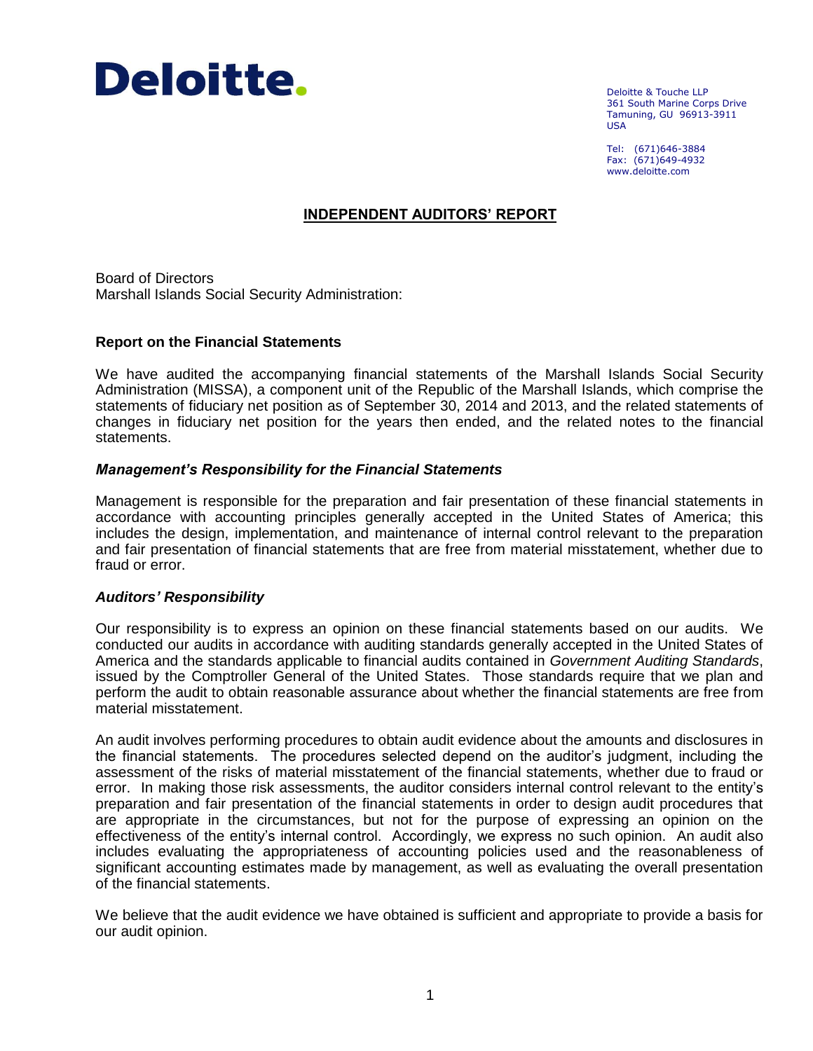Deloitte.

Deloitte & Touche LLP
361 South Marine Corps Drive
Tamuning, GU 96913-3911
USA

Tel: (671)646-3884
Fax: (671)649-4932
www.deloitte.com

## INDEPENDENT AUDITORS' REPORT

Board of Directors
Marshall Islands Social Security Administration:

### Report on the Financial Statements

We have audited the accompanying financial statements of the Marshall Islands Social Security Administration (MISSA), a component unit of the Republic of the Marshall Islands, which comprise the statements of fiduciary net position as of September 30, 2014 and 2013, and the related statements of changes in fiduciary net position for the years then ended, and the related notes to the financial statements.

### *Management's Responsibility for the Financial Statements*

Management is responsible for the preparation and fair presentation of these financial statements in accordance with accounting principles generally accepted in the United States of America; this includes the design, implementation, and maintenance of internal control relevant to the preparation and fair presentation of financial statements that are free from material misstatement, whether due to fraud or error.

### *Auditors' Responsibility*

Our responsibility is to express an opinion on these financial statements based on our audits. We conducted our audits in accordance with auditing standards generally accepted in the United States of America and the standards applicable to financial audits contained in *Government Auditing Standards*, issued by the Comptroller General of the United States. Those standards require that we plan and perform the audit to obtain reasonable assurance about whether the financial statements are free from material misstatement.

An audit involves performing procedures to obtain audit evidence about the amounts and disclosures in the financial statements. The procedures selected depend on the auditor's judgment, including the assessment of the risks of material misstatement of the financial statements, whether due to fraud or error. In making those risk assessments, the auditor considers internal control relevant to the entity's preparation and fair presentation of the financial statements in order to design audit procedures that are appropriate in the circumstances, but not for the purpose of expressing an opinion on the effectiveness of the entity's internal control. Accordingly, we express no such opinion. An audit also includes evaluating the appropriateness of accounting policies used and the reasonableness of significant accounting estimates made by management, as well as evaluating the overall presentation of the financial statements.

We believe that the audit evidence we have obtained is sufficient and appropriate to provide a basis for our audit opinion.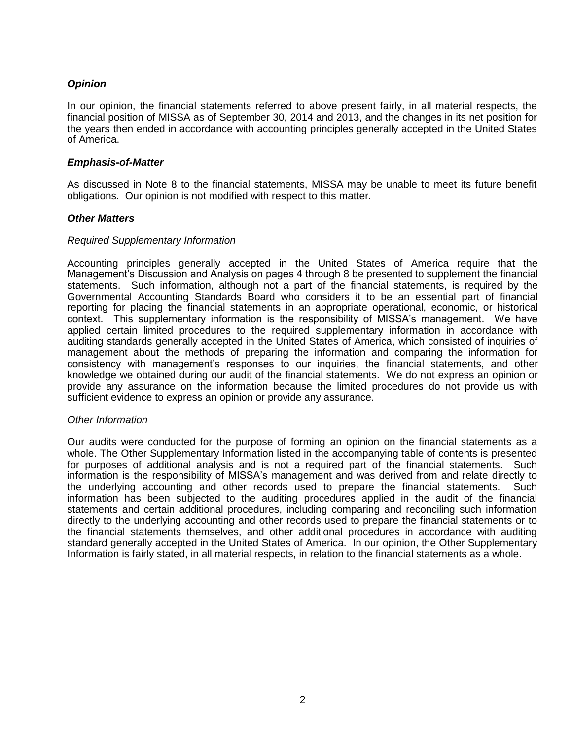***Opinion***

In our opinion, the financial statements referred to above present fairly, in all material respects, the financial position of MISSA as of September 30, 2014 and 2013, and the changes in its net position for the years then ended in accordance with accounting principles generally accepted in the United States of America.

***Emphasis-of-Matter***

As discussed in Note 8 to the financial statements, MISSA may be unable to meet its future benefit obligations. Our opinion is not modified with respect to this matter.

***Other Matters***

*Required Supplementary Information*

Accounting principles generally accepted in the United States of America require that the Management's Discussion and Analysis on pages 4 through 8 be presented to supplement the financial statements. Such information, although not a part of the financial statements, is required by the Governmental Accounting Standards Board who considers it to be an essential part of financial reporting for placing the financial statements in an appropriate operational, economic, or historical context. This supplementary information is the responsibility of MISSA's management. We have applied certain limited procedures to the required supplementary information in accordance with auditing standards generally accepted in the United States of America, which consisted of inquiries of management about the methods of preparing the information and comparing the information for consistency with management's responses to our inquiries, the financial statements, and other knowledge we obtained during our audit of the financial statements. We do not express an opinion or provide any assurance on the information because the limited procedures do not provide us with sufficient evidence to express an opinion or provide any assurance.

*Other Information*

Our audits were conducted for the purpose of forming an opinion on the financial statements as a whole. The Other Supplementary Information listed in the accompanying table of contents is presented for purposes of additional analysis and is not a required part of the financial statements. Such information is the responsibility of MISSA's management and was derived from and relate directly to the underlying accounting and other records used to prepare the financial statements. Such information has been subjected to the auditing procedures applied in the audit of the financial statements and certain additional procedures, including comparing and reconciling such information directly to the underlying accounting and other records used to prepare the financial statements or to the financial statements themselves, and other additional procedures in accordance with auditing standard generally accepted in the United States of America. In our opinion, the Other Supplementary Information is fairly stated, in all material respects, in relation to the financial statements as a whole.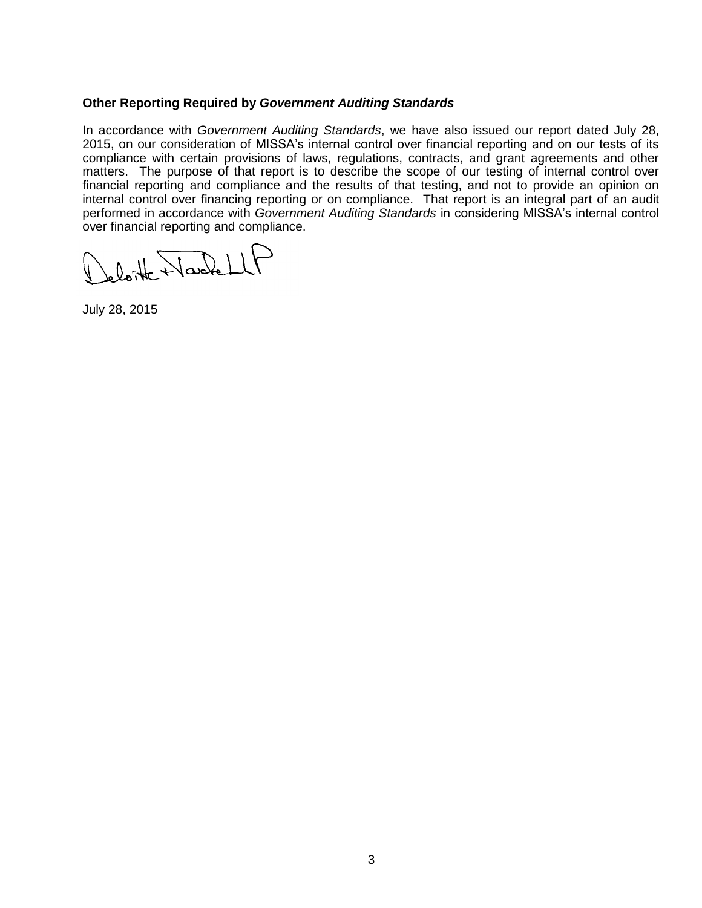**Other Reporting Required by *Government Auditing Standards***

In accordance with *Government Auditing Standards*, we have also issued our report dated July 28, 2015, on our consideration of MISSA's internal control over financial reporting and on our tests of its compliance with certain provisions of laws, regulations, contracts, and grant agreements and other matters. The purpose of that report is to describe the scope of our testing of internal control over financial reporting and compliance and the results of that testing, and not to provide an opinion on internal control over financing reporting or on compliance. That report is an integral part of an audit performed in accordance with *Government Auditing Standards* in considering MISSA's internal control over financial reporting and compliance.

Deloitte & Touche LLP

July 28, 2015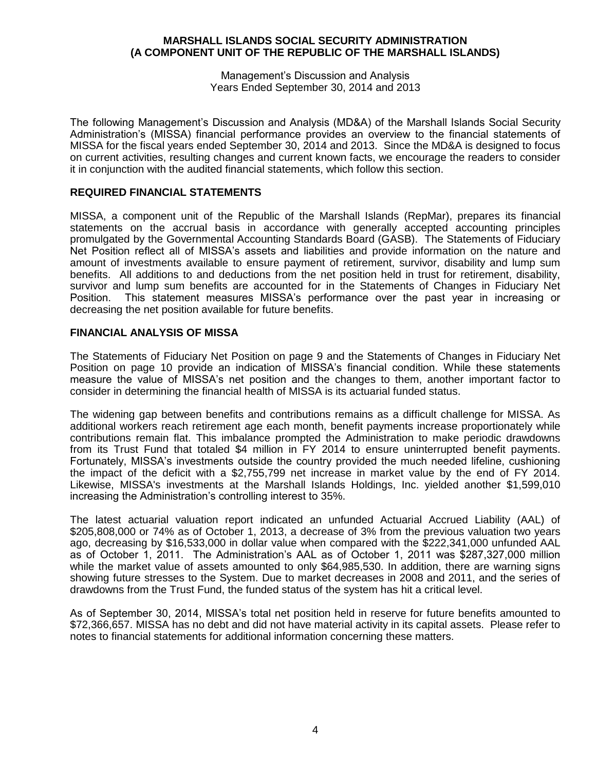# MARSHALL ISLANDS SOCIAL SECURITY ADMINISTRATION
# (A COMPONENT UNIT OF THE REPUBLIC OF THE MARSHALL ISLANDS)

Management's Discussion and Analysis
Years Ended September 30, 2014 and 2013

The following Management's Discussion and Analysis (MD&A) of the Marshall Islands Social Security Administration's (MISSA) financial performance provides an overview to the financial statements of MISSA for the fiscal years ended September 30, 2014 and 2013. Since the MD&A is designed to focus on current activities, resulting changes and current known facts, we encourage the readers to consider it in conjunction with the audited financial statements, which follow this section.

## REQUIRED FINANCIAL STATEMENTS

MISSA, a component unit of the Republic of the Marshall Islands (RepMar), prepares its financial statements on the accrual basis in accordance with generally accepted accounting principles promulgated by the Governmental Accounting Standards Board (GASB). The Statements of Fiduciary Net Position reflect all of MISSA's assets and liabilities and provide information on the nature and amount of investments available to ensure payment of retirement, survivor, disability and lump sum benefits. All additions to and deductions from the net position held in trust for retirement, disability, survivor and lump sum benefits are accounted for in the Statements of Changes in Fiduciary Net Position. This statement measures MISSA's performance over the past year in increasing or decreasing the net position available for future benefits.

## FINANCIAL ANALYSIS OF MISSA

The Statements of Fiduciary Net Position on page 9 and the Statements of Changes in Fiduciary Net Position on page 10 provide an indication of MISSA's financial condition. While these statements measure the value of MISSA's net position and the changes to them, another important factor to consider in determining the financial health of MISSA is its actuarial funded status.

The widening gap between benefits and contributions remains as a difficult challenge for MISSA. As additional workers reach retirement age each month, benefit payments increase proportionately while contributions remain flat. This imbalance prompted the Administration to make periodic drawdowns from its Trust Fund that totaled $4 million in FY 2014 to ensure uninterrupted benefit payments. Fortunately, MISSA's investments outside the country provided the much needed lifeline, cushioning the impact of the deficit with a $2,755,799 net increase in market value by the end of FY 2014. Likewise, MISSA's investments at the Marshall Islands Holdings, Inc. yielded another $1,599,010 increasing the Administration's controlling interest to 35%.

The latest actuarial valuation report indicated an unfunded Actuarial Accrued Liability (AAL) of $205,808,000 or 74% as of October 1, 2013, a decrease of 3% from the previous valuation two years ago, decreasing by $16,533,000 in dollar value when compared with the $222,341,000 unfunded AAL as of October 1, 2011. The Administration's AAL as of October 1, 2011 was $287,327,000 million while the market value of assets amounted to only $64,985,530. In addition, there are warning signs showing future stresses to the System. Due to market decreases in 2008 and 2011, and the series of drawdowns from the Trust Fund, the funded status of the system has hit a critical level.

As of September 30, 2014, MISSA's total net position held in reserve for future benefits amounted to $72,366,657. MISSA has no debt and did not have material activity in its capital assets. Please refer to notes to financial statements for additional information concerning these matters.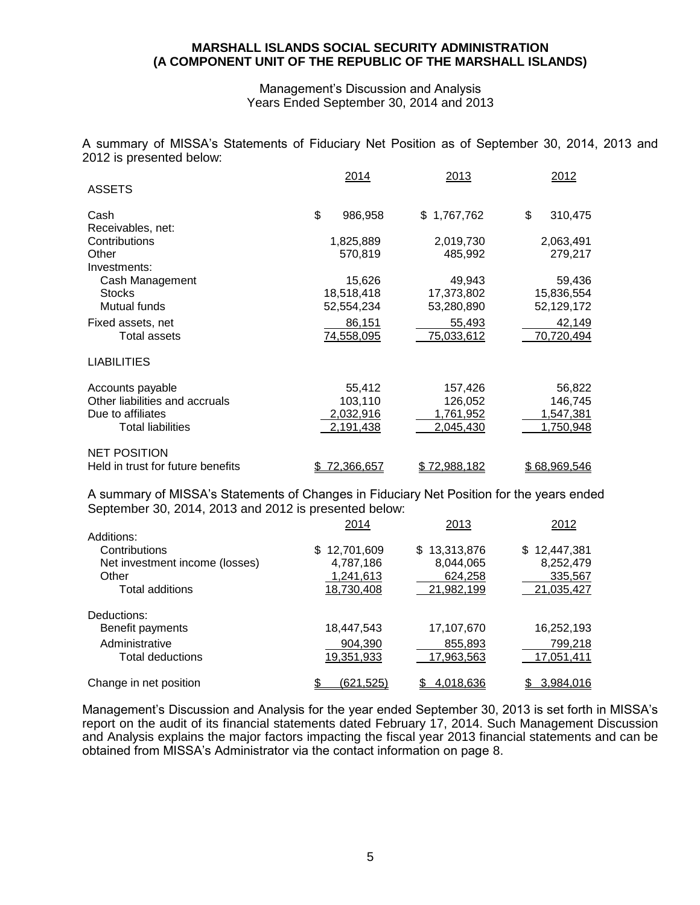**MARSHALL ISLANDS SOCIAL SECURITY ADMINISTRATION**
**(A COMPONENT UNIT OF THE REPUBLIC OF THE MARSHALL ISLANDS)**

Management's Discussion and Analysis
Years Ended September 30, 2014 and 2013

A summary of MISSA's Statements of Fiduciary Net Position as of September 30, 2014, 2013 and 2012 is presented below:

| | 2014 | 2013 | 2012 |
|---|---|---|---|
| ASSETS | | | |
| Cash | $ 986,958 | $ 1,767,762 | $ 310,475 |
| Receivables, net: | | | |
| Contributions | 1,825,889 | 2,019,730 | 2,063,491 |
| Other | 570,819 | 485,992 | 279,217 |
| Investments: | | | |
| Cash Management | 15,626 | 49,943 | 59,436 |
| Stocks | 18,518,418 | 17,373,802 | 15,836,554 |
| Mutual funds | 52,554,234 | 53,280,890 | 52,129,172 |
| Fixed assets, net | 86,151 | 55,493 | 42,149 |
| Total assets | 74,558,095 | 75,033,612 | 70,720,494 |
| LIABILITIES | | | |
| Accounts payable | 55,412 | 157,426 | 56,822 |
| Other liabilities and accruals | 103,110 | 126,052 | 146,745 |
| Due to affiliates | 2,032,916 | 1,761,952 | 1,547,381 |
| Total liabilities | 2,191,438 | 2,045,430 | 1,750,948 |
| NET POSITION | | | |
| Held in trust for future benefits | $ 72,366,657 | $ 72,988,182 | $ 68,969,546 |

A summary of MISSA's Statements of Changes in Fiduciary Net Position for the years ended September 30, 2014, 2013 and 2012 is presented below:

| | 2014 | 2013 | 2012 |
|---|---|---|---|
| Additions: | | | |
| Contributions | $ 12,701,609 | $ 13,313,876 | $ 12,447,381 |
| Net investment income (losses) | 4,787,186 | 8,044,065 | 8,252,479 |
| Other | 1,241,613 | 624,258 | 335,567 |
| Total additions | 18,730,408 | 21,982,199 | 21,035,427 |
| Deductions: | | | |
| Benefit payments | 18,447,543 | 17,107,670 | 16,252,193 |
| Administrative | 904,390 | 855,893 | 799,218 |
| Total deductions | 19,351,933 | 17,963,563 | 17,051,411 |
| Change in net position | $ (621,525) | $ 4,018,636 | $ 3,984,016 |

Management's Discussion and Analysis for the year ended September 30, 2013 is set forth in MISSA's report on the audit of its financial statements dated February 17, 2014. Such Management Discussion and Analysis explains the major factors impacting the fiscal year 2013 financial statements and can be obtained from MISSA's Administrator via the contact information on page 8.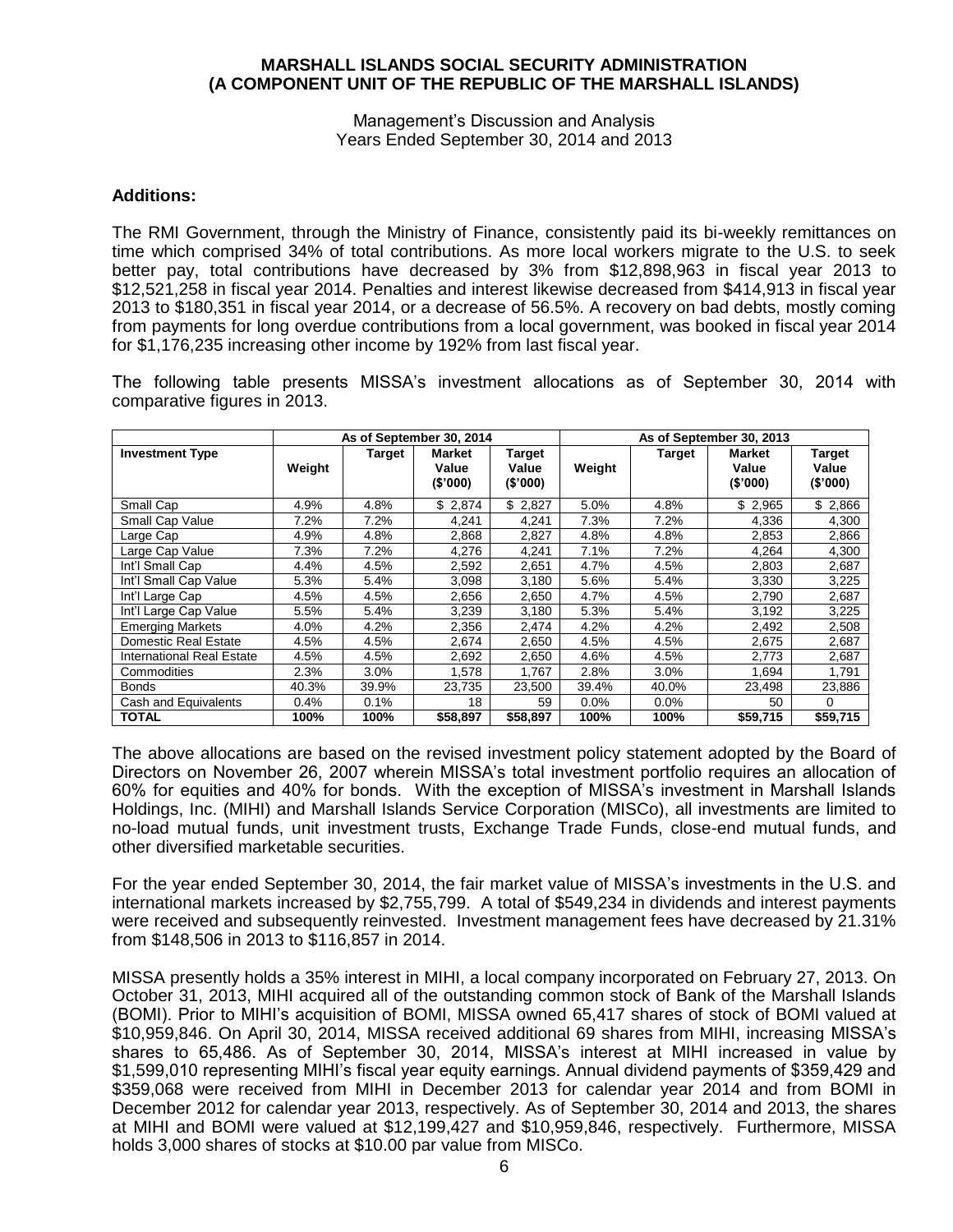MARSHALL ISLANDS SOCIAL SECURITY ADMINISTRATION
(A COMPONENT UNIT OF THE REPUBLIC OF THE MARSHALL ISLANDS)

Management's Discussion and Analysis
Years Ended September 30, 2014 and 2013

**Additions:**

The RMI Government, through the Ministry of Finance, consistently paid its bi-weekly remittances on time which comprised 34% of total contributions. As more local workers migrate to the U.S. to seek better pay, total contributions have decreased by 3% from $12,898,963 in fiscal year 2013 to $12,521,258 in fiscal year 2014. Penalties and interest likewise decreased from $414,913 in fiscal year 2013 to $180,351 in fiscal year 2014, or a decrease of 56.5%. A recovery on bad debts, mostly coming from payments for long overdue contributions from a local government, was booked in fiscal year 2014 for $1,176,235 increasing other income by 192% from last fiscal year.

The following table presents MISSA's investment allocations as of September 30, 2014 with comparative figures in 2013.

| | As of September 30, 2014 | | | | As of September 30, 2013 | | | |
|---|---|---|---|---|---|---|---|---|
| **Investment Type** | **Weight** | **Target** | **Market Value ($'000)** | **Target Value ($'000)** | **Weight** | **Target** | **Market Value ($'000)** | **Target Value ($'000)** |
| Small Cap | 4.9% | 4.8% | $ 2,874 | $ 2,827 | 5.0% | 4.8% | $ 2,965 | $ 2,866 |
| Small Cap Value | 7.2% | 7.2% | 4,241 | 4,241 | 7.3% | 7.2% | 4,336 | 4,300 |
| Large Cap | 4.9% | 4.8% | 2,868 | 2,827 | 4.8% | 4.8% | 2,853 | 2,866 |
| Large Cap Value | 7.3% | 7.2% | 4,276 | 4,241 | 7.1% | 7.2% | 4,264 | 4,300 |
| Int'l Small Cap | 4.4% | 4.5% | 2,592 | 2,651 | 4.7% | 4.5% | 2,803 | 2,687 |
| Int'l Small Cap Value | 5.3% | 5.4% | 3,098 | 3,180 | 5.6% | 5.4% | 3,330 | 3,225 |
| Int'l Large Cap | 4.5% | 4.5% | 2,656 | 2,650 | 4.7% | 4.5% | 2,790 | 2,687 |
| Int'l Large Cap Value | 5.5% | 5.4% | 3,239 | 3,180 | 5.3% | 5.4% | 3,192 | 3,225 |
| Emerging Markets | 4.0% | 4.2% | 2,356 | 2,474 | 4.2% | 4.2% | 2,492 | 2,508 |
| Domestic Real Estate | 4.5% | 4.5% | 2,674 | 2,650 | 4.5% | 4.5% | 2,675 | 2,687 |
| International Real Estate | 4.5% | 4.5% | 2,692 | 2,650 | 4.6% | 4.5% | 2,773 | 2,687 |
| Commodities | 2.3% | 3.0% | 1,578 | 1,767 | 2.8% | 3.0% | 1,694 | 1,791 |
| Bonds | 40.3% | 39.9% | 23,735 | 23,500 | 39.4% | 40.0% | 23,498 | 23,886 |
| Cash and Equivalents | 0.4% | 0.1% | 18 | 59 | 0.0% | 0.0% | 50 | 0 |
| **TOTAL** | **100%** | **100%** | **$58,897** | **$58,897** | **100%** | **100%** | **$59,715** | **$59,715** |

The above allocations are based on the revised investment policy statement adopted by the Board of Directors on November 26, 2007 wherein MISSA's total investment portfolio requires an allocation of 60% for equities and 40% for bonds. With the exception of MISSA's investment in Marshall Islands Holdings, Inc. (MIHI) and Marshall Islands Service Corporation (MISCo), all investments are limited to no-load mutual funds, unit investment trusts, Exchange Trade Funds, close-end mutual funds, and other diversified marketable securities.

For the year ended September 30, 2014, the fair market value of MISSA's investments in the U.S. and international markets increased by $2,755,799. A total of $549,234 in dividends and interest payments were received and subsequently reinvested. Investment management fees have decreased by 21.31% from $148,506 in 2013 to $116,857 in 2014.

MISSA presently holds a 35% interest in MIHI, a local company incorporated on February 27, 2013. On October 31, 2013, MIHI acquired all of the outstanding common stock of Bank of the Marshall Islands (BOMI). Prior to MIHI's acquisition of BOMI, MISSA owned 65,417 shares of stock of BOMI valued at $10,959,846. On April 30, 2014, MISSA received additional 69 shares from MIHI, increasing MISSA's shares to 65,486. As of September 30, 2014, MISSA's interest at MIHI increased in value by $1,599,010 representing MIHI's fiscal year equity earnings. Annual dividend payments of $359,429 and $359,068 were received from MIHI in December 2013 for calendar year 2014 and from BOMI in December 2012 for calendar year 2013, respectively. As of September 30, 2014 and 2013, the shares at MIHI and BOMI were valued at $12,199,427 and $10,959,846, respectively. Furthermore, MISSA holds 3,000 shares of stocks at $10.00 par value from MISCo.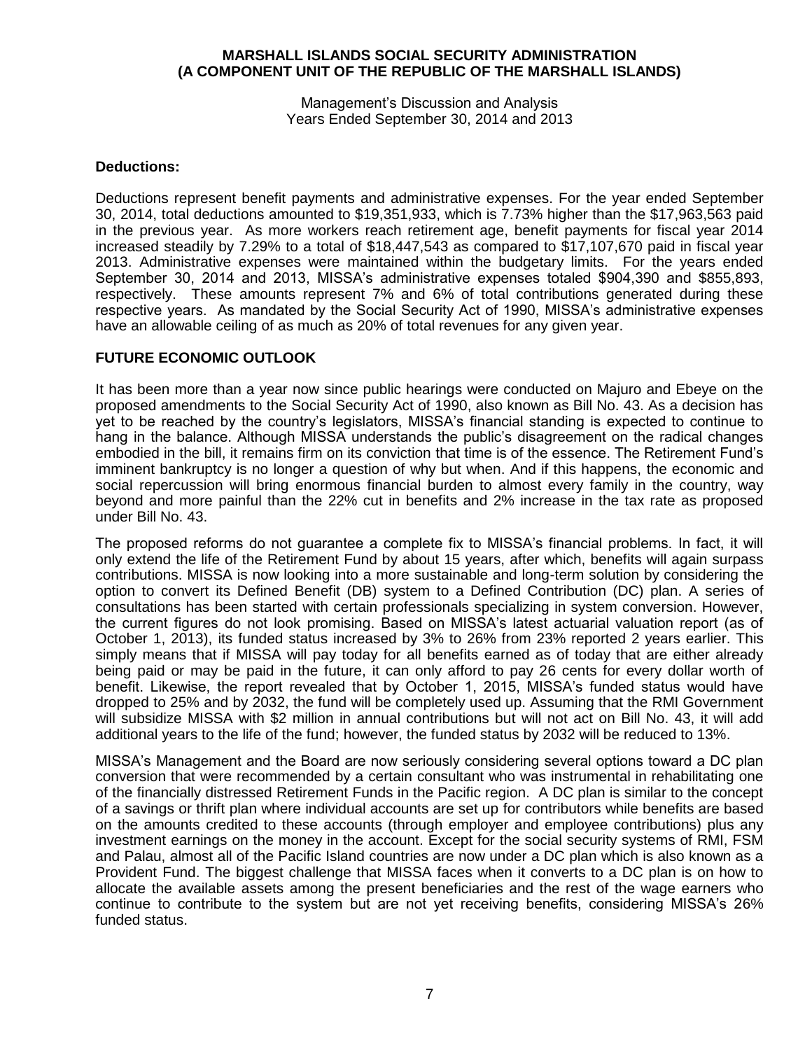**Deductions:**

Deductions represent benefit payments and administrative expenses. For the year ended September 30, 2014, total deductions amounted to $19,351,933, which is 7.73% higher than the $17,963,563 paid in the previous year. As more workers reach retirement age, benefit payments for fiscal year 2014 increased steadily by 7.29% to a total of $18,447,543 as compared to $17,107,670 paid in fiscal year 2013. Administrative expenses were maintained within the budgetary limits. For the years ended September 30, 2014 and 2013, MISSA's administrative expenses totaled $904,390 and $855,893, respectively. These amounts represent 7% and 6% of total contributions generated during these respective years. As mandated by the Social Security Act of 1990, MISSA's administrative expenses have an allowable ceiling of as much as 20% of total revenues for any given year.

## FUTURE ECONOMIC OUTLOOK

It has been more than a year now since public hearings were conducted on Majuro and Ebeye on the proposed amendments to the Social Security Act of 1990, also known as Bill No. 43. As a decision has yet to be reached by the country's legislators, MISSA's financial standing is expected to continue to hang in the balance. Although MISSA understands the public's disagreement on the radical changes embodied in the bill, it remains firm on its conviction that time is of the essence. The Retirement Fund's imminent bankruptcy is no longer a question of why but when. And if this happens, the economic and social repercussion will bring enormous financial burden to almost every family in the country, way beyond and more painful than the 22% cut in benefits and 2% increase in the tax rate as proposed under Bill No. 43.

The proposed reforms do not guarantee a complete fix to MISSA's financial problems. In fact, it will only extend the life of the Retirement Fund by about 15 years, after which, benefits will again surpass contributions. MISSA is now looking into a more sustainable and long-term solution by considering the option to convert its Defined Benefit (DB) system to a Defined Contribution (DC) plan. A series of consultations has been started with certain professionals specializing in system conversion. However, the current figures do not look promising. Based on MISSA's latest actuarial valuation report (as of October 1, 2013), its funded status increased by 3% to 26% from 23% reported 2 years earlier. This simply means that if MISSA will pay today for all benefits earned as of today that are either already being paid or may be paid in the future, it can only afford to pay 26 cents for every dollar worth of benefit. Likewise, the report revealed that by October 1, 2015, MISSA's funded status would have dropped to 25% and by 2032, the fund will be completely used up. Assuming that the RMI Government will subsidize MISSA with $2 million in annual contributions but will not act on Bill No. 43, it will add additional years to the life of the fund; however, the funded status by 2032 will be reduced to 13%.

MISSA's Management and the Board are now seriously considering several options toward a DC plan conversion that were recommended by a certain consultant who was instrumental in rehabilitating one of the financially distressed Retirement Funds in the Pacific region. A DC plan is similar to the concept of a savings or thrift plan where individual accounts are set up for contributors while benefits are based on the amounts credited to these accounts (through employer and employee contributions) plus any investment earnings on the money in the account. Except for the social security systems of RMI, FSM and Palau, almost all of the Pacific Island countries are now under a DC plan which is also known as a Provident Fund. The biggest challenge that MISSA faces when it converts to a DC plan is on how to allocate the available assets among the present beneficiaries and the rest of the wage earners who continue to contribute to the system but are not yet receiving benefits, considering MISSA's 26% funded status.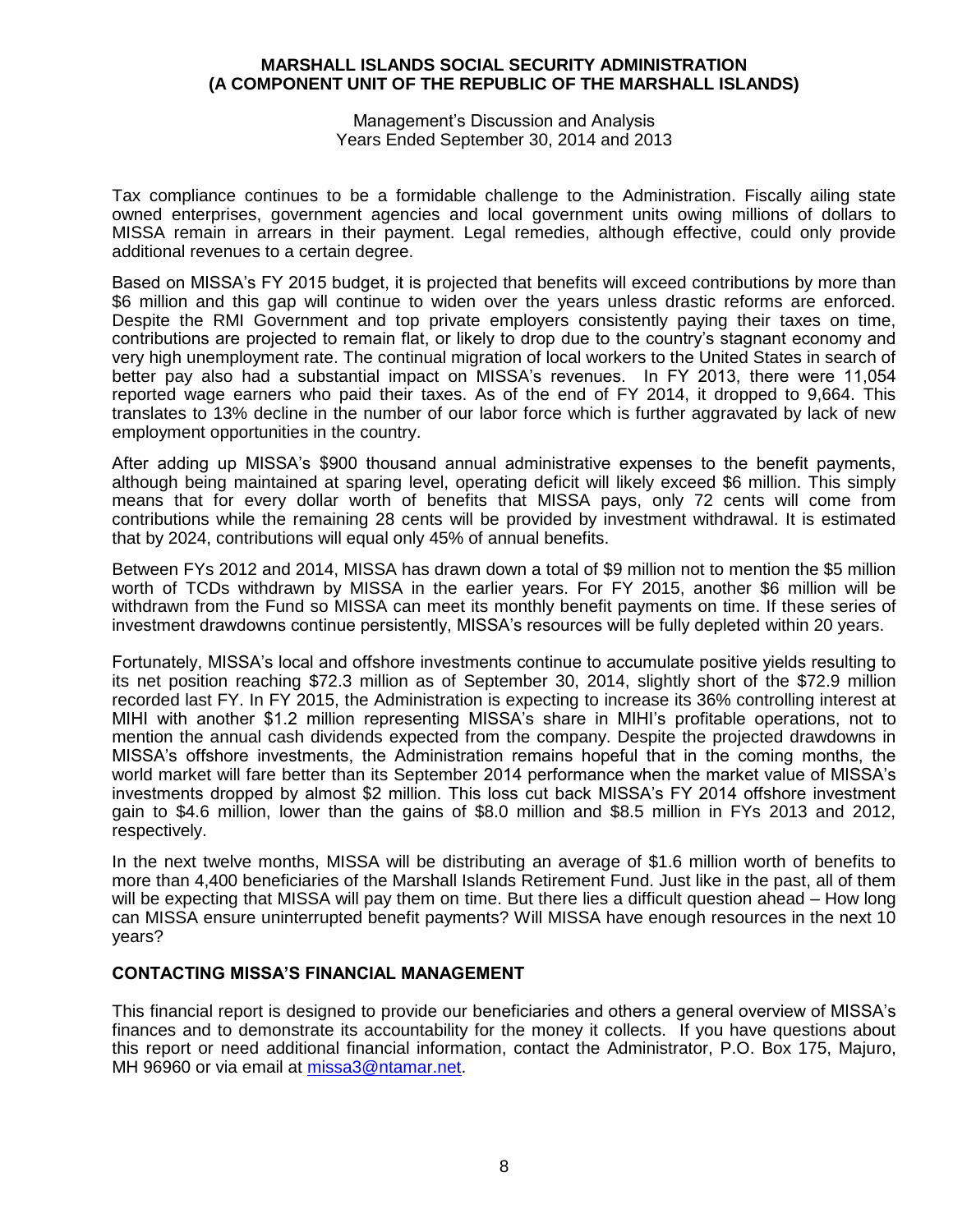Tax compliance continues to be a formidable challenge to the Administration. Fiscally ailing state owned enterprises, government agencies and local government units owing millions of dollars to MISSA remain in arrears in their payment. Legal remedies, although effective, could only provide additional revenues to a certain degree.

Based on MISSA's FY 2015 budget, it is projected that benefits will exceed contributions by more than $6 million and this gap will continue to widen over the years unless drastic reforms are enforced. Despite the RMI Government and top private employers consistently paying their taxes on time, contributions are projected to remain flat, or likely to drop due to the country's stagnant economy and very high unemployment rate. The continual migration of local workers to the United States in search of better pay also had a substantial impact on MISSA's revenues. In FY 2013, there were 11,054 reported wage earners who paid their taxes. As of the end of FY 2014, it dropped to 9,664. This translates to 13% decline in the number of our labor force which is further aggravated by lack of new employment opportunities in the country.

After adding up MISSA's $900 thousand annual administrative expenses to the benefit payments, although being maintained at sparing level, operating deficit will likely exceed $6 million. This simply means that for every dollar worth of benefits that MISSA pays, only 72 cents will come from contributions while the remaining 28 cents will be provided by investment withdrawal. It is estimated that by 2024, contributions will equal only 45% of annual benefits.

Between FYs 2012 and 2014, MISSA has drawn down a total of $9 million not to mention the $5 million worth of TCDs withdrawn by MISSA in the earlier years. For FY 2015, another $6 million will be withdrawn from the Fund so MISSA can meet its monthly benefit payments on time. If these series of investment drawdowns continue persistently, MISSA's resources will be fully depleted within 20 years.

Fortunately, MISSA's local and offshore investments continue to accumulate positive yields resulting to its net position reaching $72.3 million as of September 30, 2014, slightly short of the $72.9 million recorded last FY. In FY 2015, the Administration is expecting to increase its 36% controlling interest at MIHI with another $1.2 million representing MISSA's share in MIHI's profitable operations, not to mention the annual cash dividends expected from the company. Despite the projected drawdowns in MISSA's offshore investments, the Administration remains hopeful that in the coming months, the world market will fare better than its September 2014 performance when the market value of MISSA's investments dropped by almost $2 million. This loss cut back MISSA's FY 2014 offshore investment gain to $4.6 million, lower than the gains of $8.0 million and $8.5 million in FYs 2013 and 2012, respectively.

In the next twelve months, MISSA will be distributing an average of $1.6 million worth of benefits to more than 4,400 beneficiaries of the Marshall Islands Retirement Fund. Just like in the past, all of them will be expecting that MISSA will pay them on time. But there lies a difficult question ahead – How long can MISSA ensure uninterrupted benefit payments? Will MISSA have enough resources in the next 10 years?

## CONTACTING MISSA'S FINANCIAL MANAGEMENT

This financial report is designed to provide our beneficiaries and others a general overview of MISSA's finances and to demonstrate its accountability for the money it collects. If you have questions about this report or need additional financial information, contact the Administrator, P.O. Box 175, Majuro, MH 96960 or via email at missa3@ntamar.net.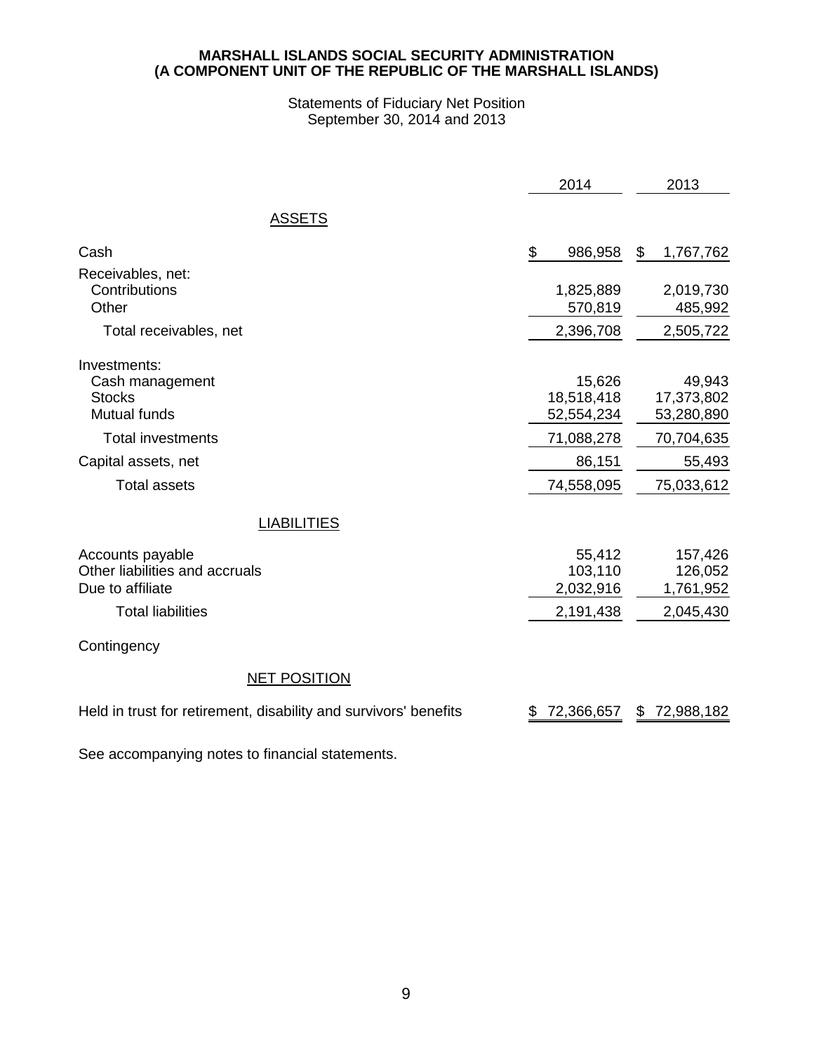**MARSHALL ISLANDS SOCIAL SECURITY ADMINISTRATION**
**(A COMPONENT UNIT OF THE REPUBLIC OF THE MARSHALL ISLANDS)**

Statements of Fiduciary Net Position
September 30, 2014 and 2013

| | 2014 | 2013 |
|---|---|---|
| ASSETS | | |
| Cash | $ 986,958 | $ 1,767,762 |
| Receivables, net: | | |
| Contributions | 1,825,889 | 2,019,730 |
| Other | 570,819 | 485,992 |
| Total receivables, net | 2,396,708 | 2,505,722 |
| Investments: | | |
| Cash management | 15,626 | 49,943 |
| Stocks | 18,518,418 | 17,373,802 |
| Mutual funds | 52,554,234 | 53,280,890 |
| Total investments | 71,088,278 | 70,704,635 |
| Capital assets, net | 86,151 | 55,493 |
| Total assets | 74,558,095 | 75,033,612 |
| LIABILITIES | | |
| Accounts payable | 55,412 | 157,426 |
| Other liabilities and accruals | 103,110 | 126,052 |
| Due to affiliate | 2,032,916 | 1,761,952 |
| Total liabilities | 2,191,438 | 2,045,430 |
| Contingency | | |
| NET POSITION | | |
| Held in trust for retirement, disability and survivors' benefits | $ 72,366,657 | $ 72,988,182 |

See accompanying notes to financial statements.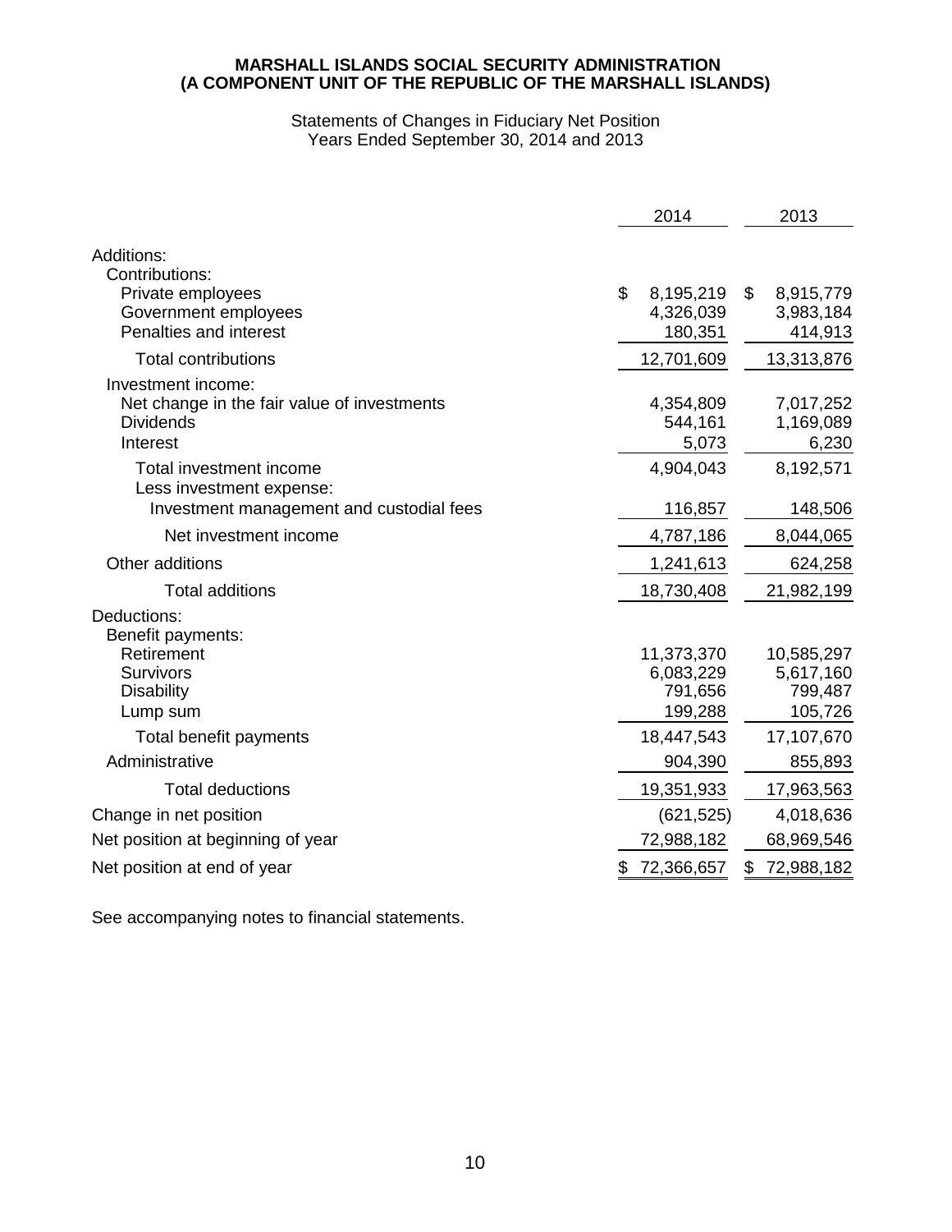**MARSHALL ISLANDS SOCIAL SECURITY ADMINISTRATION**
**(A COMPONENT UNIT OF THE REPUBLIC OF THE MARSHALL ISLANDS)**

Statements of Changes in Fiduciary Net Position
Years Ended September 30, 2014 and 2013

| | 2014 | 2013 |
|---|---|---|
| Additions: | | |
| Contributions: | | |
| Private employees | $ 8,195,219 | $ 8,915,779 |
| Government employees | 4,326,039 | 3,983,184 |
| Penalties and interest | 180,351 | 414,913 |
| Total contributions | 12,701,609 | 13,313,876 |
| Investment income: | | |
| Net change in the fair value of investments | 4,354,809 | 7,017,252 |
| Dividends | 544,161 | 1,169,089 |
| Interest | 5,073 | 6,230 |
| Total investment income | 4,904,043 | 8,192,571 |
| Less investment expense: | | |
| Investment management and custodial fees | 116,857 | 148,506 |
| Net investment income | 4,787,186 | 8,044,065 |
| Other additions | 1,241,613 | 624,258 |
| Total additions | 18,730,408 | 21,982,199 |
| Deductions: | | |
| Benefit payments: | | |
| Retirement | 11,373,370 | 10,585,297 |
| Survivors | 6,083,229 | 5,617,160 |
| Disability | 791,656 | 799,487 |
| Lump sum | 199,288 | 105,726 |
| Total benefit payments | 18,447,543 | 17,107,670 |
| Administrative | 904,390 | 855,893 |
| Total deductions | 19,351,933 | 17,963,563 |
| Change in net position | (621,525) | 4,018,636 |
| Net position at beginning of year | 72,988,182 | 68,969,546 |
| Net position at end of year | $ 72,366,657 | $ 72,988,182 |

See accompanying notes to financial statements.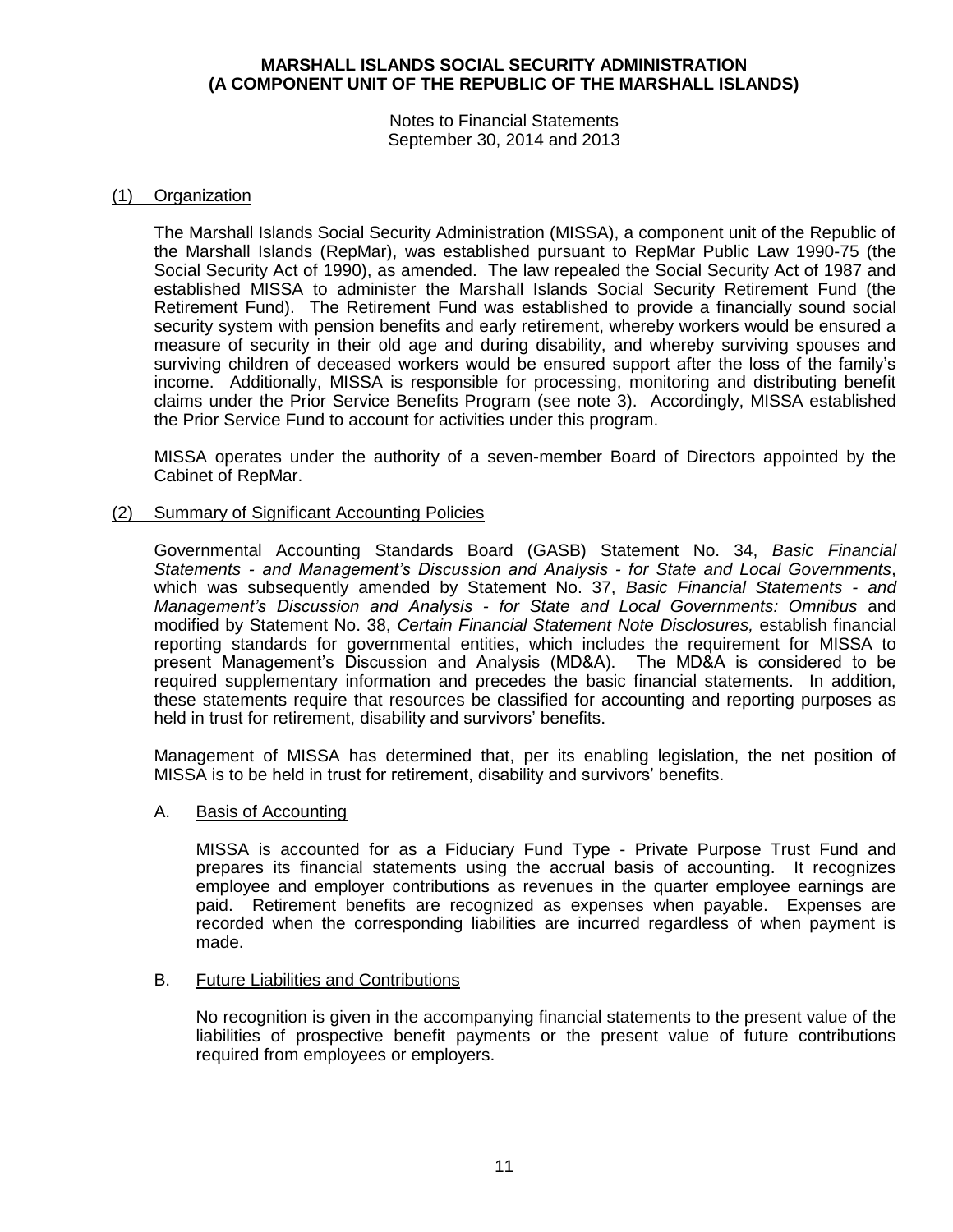**MARSHALL ISLANDS SOCIAL SECURITY ADMINISTRATION**
**(A COMPONENT UNIT OF THE REPUBLIC OF THE MARSHALL ISLANDS)**

Notes to Financial Statements
September 30, 2014 and 2013

## (1) Organization

The Marshall Islands Social Security Administration (MISSA), a component unit of the Republic of the Marshall Islands (RepMar), was established pursuant to RepMar Public Law 1990-75 (the Social Security Act of 1990), as amended. The law repealed the Social Security Act of 1987 and established MISSA to administer the Marshall Islands Social Security Retirement Fund (the Retirement Fund). The Retirement Fund was established to provide a financially sound social security system with pension benefits and early retirement, whereby workers would be ensured a measure of security in their old age and during disability, and whereby surviving spouses and surviving children of deceased workers would be ensured support after the loss of the family's income. Additionally, MISSA is responsible for processing, monitoring and distributing benefit claims under the Prior Service Benefits Program (see note 3). Accordingly, MISSA established the Prior Service Fund to account for activities under this program.

MISSA operates under the authority of a seven-member Board of Directors appointed by the Cabinet of RepMar.

## (2) Summary of Significant Accounting Policies

Governmental Accounting Standards Board (GASB) Statement No. 34, *Basic Financial Statements - and Management's Discussion and Analysis - for State and Local Governments*, which was subsequently amended by Statement No. 37, *Basic Financial Statements - and Management's Discussion and Analysis - for State and Local Governments: Omnibus* and modified by Statement No. 38, *Certain Financial Statement Note Disclosures,* establish financial reporting standards for governmental entities, which includes the requirement for MISSA to present Management's Discussion and Analysis (MD&A). The MD&A is considered to be required supplementary information and precedes the basic financial statements. In addition, these statements require that resources be classified for accounting and reporting purposes as held in trust for retirement, disability and survivors' benefits.

Management of MISSA has determined that, per its enabling legislation, the net position of MISSA is to be held in trust for retirement, disability and survivors' benefits.

### A. Basis of Accounting

MISSA is accounted for as a Fiduciary Fund Type - Private Purpose Trust Fund and prepares its financial statements using the accrual basis of accounting. It recognizes employee and employer contributions as revenues in the quarter employee earnings are paid. Retirement benefits are recognized as expenses when payable. Expenses are recorded when the corresponding liabilities are incurred regardless of when payment is made.

### B. Future Liabilities and Contributions

No recognition is given in the accompanying financial statements to the present value of the liabilities of prospective benefit payments or the present value of future contributions required from employees or employers.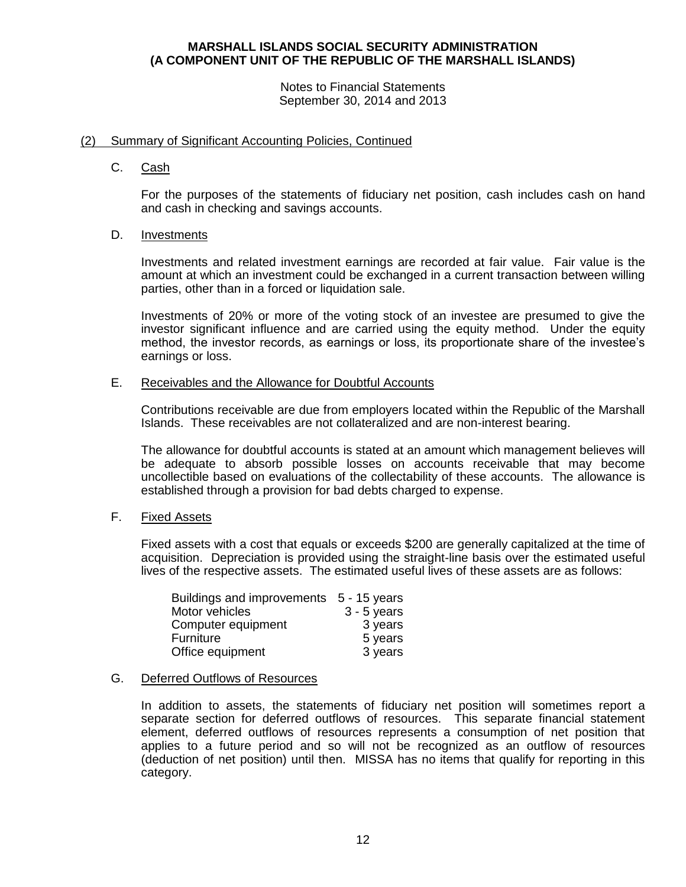## (2) Summary of Significant Accounting Policies, Continued

### C. Cash

For the purposes of the statements of fiduciary net position, cash includes cash on hand and cash in checking and savings accounts.

### D. Investments

Investments and related investment earnings are recorded at fair value. Fair value is the amount at which an investment could be exchanged in a current transaction between willing parties, other than in a forced or liquidation sale.

Investments of 20% or more of the voting stock of an investee are presumed to give the investor significant influence and are carried using the equity method. Under the equity method, the investor records, as earnings or loss, its proportionate share of the investee's earnings or loss.

### E. Receivables and the Allowance for Doubtful Accounts

Contributions receivable are due from employers located within the Republic of the Marshall Islands. These receivables are not collateralized and are non-interest bearing.

The allowance for doubtful accounts is stated at an amount which management believes will be adequate to absorb possible losses on accounts receivable that may become uncollectible based on evaluations of the collectability of these accounts. The allowance is established through a provision for bad debts charged to expense.

### F. Fixed Assets

Fixed assets with a cost that equals or exceeds $200 are generally capitalized at the time of acquisition. Depreciation is provided using the straight-line basis over the estimated useful lives of the respective assets. The estimated useful lives of these assets are as follows:

| | |
|---|---|
| Buildings and improvements | 5 - 15 years |
| Motor vehicles | 3 - 5 years |
| Computer equipment | 3 years |
| Furniture | 5 years |
| Office equipment | 3 years |

### G. Deferred Outflows of Resources

In addition to assets, the statements of fiduciary net position will sometimes report a separate section for deferred outflows of resources. This separate financial statement element, deferred outflows of resources represents a consumption of net position that applies to a future period and so will not be recognized as an outflow of resources (deduction of net position) until then. MISSA has no items that qualify for reporting in this category.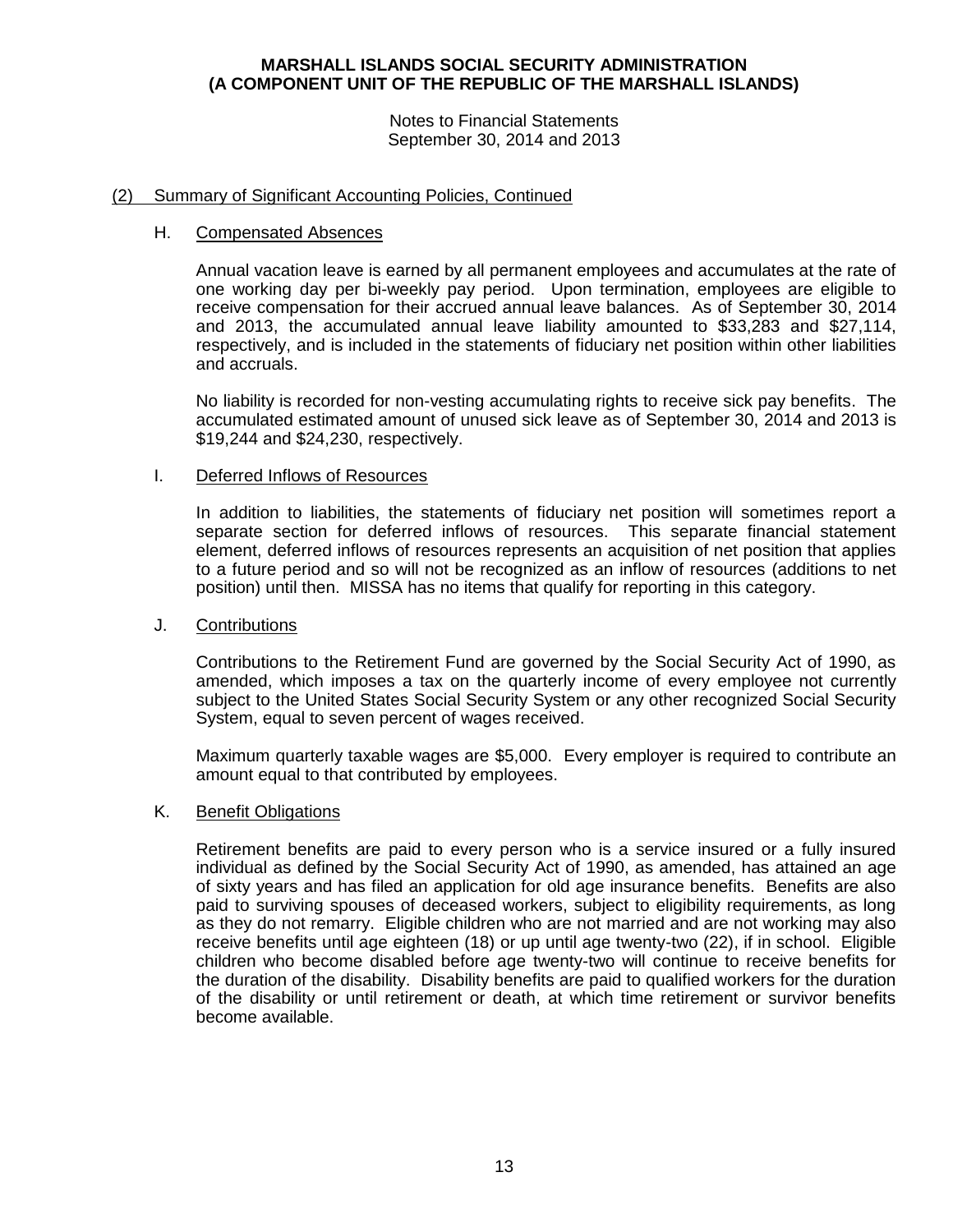**MARSHALL ISLANDS SOCIAL SECURITY ADMINISTRATION**
**(A COMPONENT UNIT OF THE REPUBLIC OF THE MARSHALL ISLANDS)**

Notes to Financial Statements
September 30, 2014 and 2013

## (2) Summary of Significant Accounting Policies, Continued

### H. Compensated Absences

Annual vacation leave is earned by all permanent employees and accumulates at the rate of one working day per bi-weekly pay period. Upon termination, employees are eligible to receive compensation for their accrued annual leave balances. As of September 30, 2014 and 2013, the accumulated annual leave liability amounted to $33,283 and $27,114, respectively, and is included in the statements of fiduciary net position within other liabilities and accruals.

No liability is recorded for non-vesting accumulating rights to receive sick pay benefits. The accumulated estimated amount of unused sick leave as of September 30, 2014 and 2013 is $19,244 and $24,230, respectively.

### I. Deferred Inflows of Resources

In addition to liabilities, the statements of fiduciary net position will sometimes report a separate section for deferred inflows of resources. This separate financial statement element, deferred inflows of resources represents an acquisition of net position that applies to a future period and so will not be recognized as an inflow of resources (additions to net position) until then. MISSA has no items that qualify for reporting in this category.

### J. Contributions

Contributions to the Retirement Fund are governed by the Social Security Act of 1990, as amended, which imposes a tax on the quarterly income of every employee not currently subject to the United States Social Security System or any other recognized Social Security System, equal to seven percent of wages received.

Maximum quarterly taxable wages are $5,000. Every employer is required to contribute an amount equal to that contributed by employees.

### K. Benefit Obligations

Retirement benefits are paid to every person who is a service insured or a fully insured individual as defined by the Social Security Act of 1990, as amended, has attained an age of sixty years and has filed an application for old age insurance benefits. Benefits are also paid to surviving spouses of deceased workers, subject to eligibility requirements, as long as they do not remarry. Eligible children who are not married and are not working may also receive benefits until age eighteen (18) or up until age twenty-two (22), if in school. Eligible children who become disabled before age twenty-two will continue to receive benefits for the duration of the disability. Disability benefits are paid to qualified workers for the duration of the disability or until retirement or death, at which time retirement or survivor benefits become available.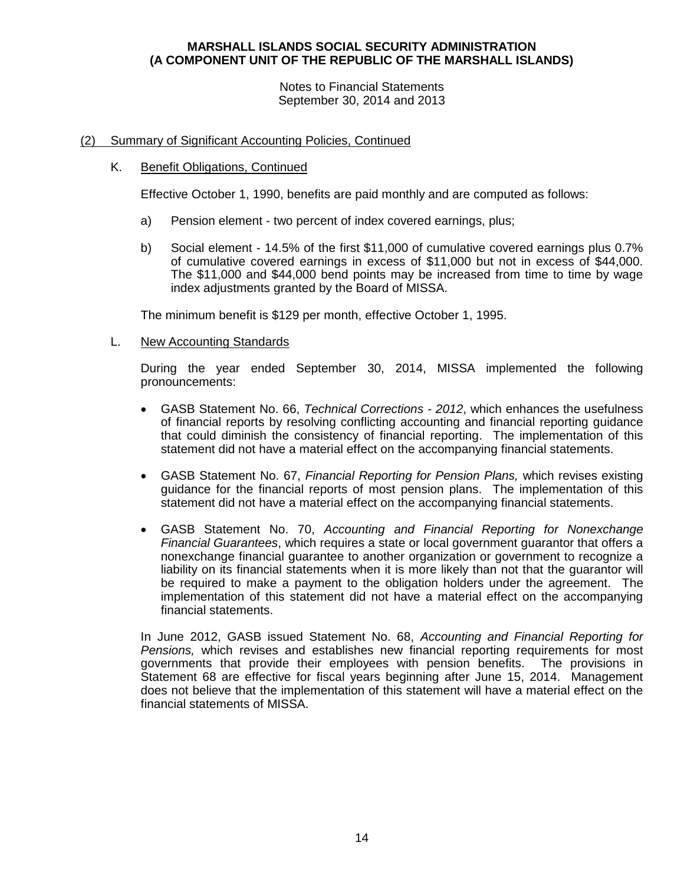## (2) Summary of Significant Accounting Policies, Continued

### K. Benefit Obligations, Continued

Effective October 1, 1990, benefits are paid monthly and are computed as follows:

a) Pension element - two percent of index covered earnings, plus;

b) Social element - 14.5% of the first $11,000 of cumulative covered earnings plus 0.7% of cumulative covered earnings in excess of $11,000 but not in excess of $44,000. The $11,000 and $44,000 bend points may be increased from time to time by wage index adjustments granted by the Board of MISSA.

The minimum benefit is $129 per month, effective October 1, 1995.

### L. New Accounting Standards

During the year ended September 30, 2014, MISSA implemented the following pronouncements:

- GASB Statement No. 66, *Technical Corrections - 2012*, which enhances the usefulness of financial reports by resolving conflicting accounting and financial reporting guidance that could diminish the consistency of financial reporting. The implementation of this statement did not have a material effect on the accompanying financial statements.

- GASB Statement No. 67, *Financial Reporting for Pension Plans,* which revises existing guidance for the financial reports of most pension plans. The implementation of this statement did not have a material effect on the accompanying financial statements.

- GASB Statement No. 70, *Accounting and Financial Reporting for Nonexchange Financial Guarantees*, which requires a state or local government guarantor that offers a nonexchange financial guarantee to another organization or government to recognize a liability on its financial statements when it is more likely than not that the guarantor will be required to make a payment to the obligation holders under the agreement. The implementation of this statement did not have a material effect on the accompanying financial statements.

In June 2012, GASB issued Statement No. 68, *Accounting and Financial Reporting for Pensions,* which revises and establishes new financial reporting requirements for most governments that provide their employees with pension benefits. The provisions in Statement 68 are effective for fiscal years beginning after June 15, 2014. Management does not believe that the implementation of this statement will have a material effect on the financial statements of MISSA.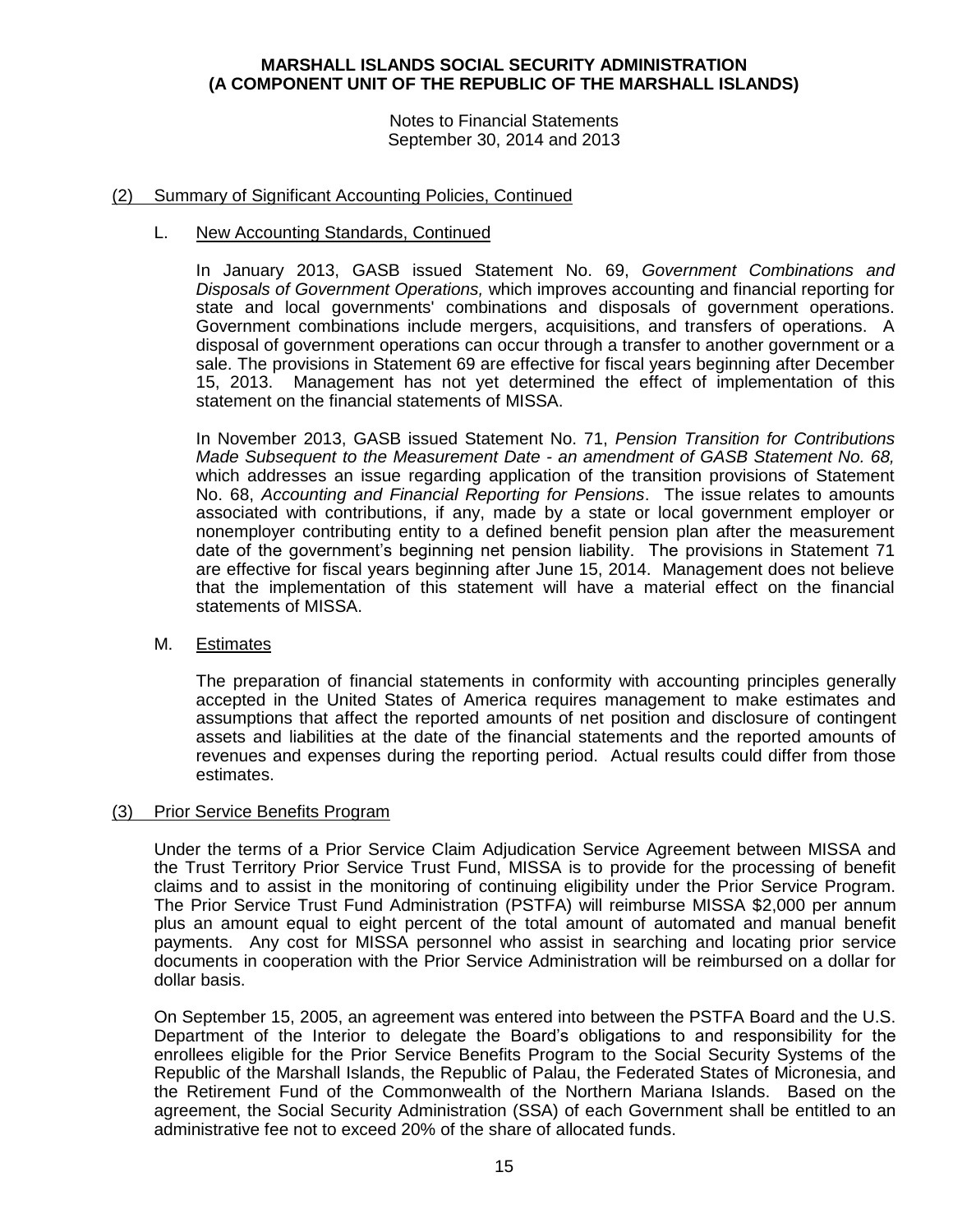## (2) Summary of Significant Accounting Policies, Continued

### L. New Accounting Standards, Continued

In January 2013, GASB issued Statement No. 69, *Government Combinations and Disposals of Government Operations,* which improves accounting and financial reporting for state and local governments' combinations and disposals of government operations. Government combinations include mergers, acquisitions, and transfers of operations. A disposal of government operations can occur through a transfer to another government or a sale. The provisions in Statement 69 are effective for fiscal years beginning after December 15, 2013. Management has not yet determined the effect of implementation of this statement on the financial statements of MISSA.

In November 2013, GASB issued Statement No. 71, *Pension Transition for Contributions Made Subsequent to the Measurement Date - an amendment of GASB Statement No. 68,* which addresses an issue regarding application of the transition provisions of Statement No. 68, *Accounting and Financial Reporting for Pensions*. The issue relates to amounts associated with contributions, if any, made by a state or local government employer or nonemployer contributing entity to a defined benefit pension plan after the measurement date of the government's beginning net pension liability. The provisions in Statement 71 are effective for fiscal years beginning after June 15, 2014. Management does not believe that the implementation of this statement will have a material effect on the financial statements of MISSA.

### M. Estimates

The preparation of financial statements in conformity with accounting principles generally accepted in the United States of America requires management to make estimates and assumptions that affect the reported amounts of net position and disclosure of contingent assets and liabilities at the date of the financial statements and the reported amounts of revenues and expenses during the reporting period. Actual results could differ from those estimates.

## (3) Prior Service Benefits Program

Under the terms of a Prior Service Claim Adjudication Service Agreement between MISSA and the Trust Territory Prior Service Trust Fund, MISSA is to provide for the processing of benefit claims and to assist in the monitoring of continuing eligibility under the Prior Service Program. The Prior Service Trust Fund Administration (PSTFA) will reimburse MISSA $2,000 per annum plus an amount equal to eight percent of the total amount of automated and manual benefit payments. Any cost for MISSA personnel who assist in searching and locating prior service documents in cooperation with the Prior Service Administration will be reimbursed on a dollar for dollar basis.

On September 15, 2005, an agreement was entered into between the PSTFA Board and the U.S. Department of the Interior to delegate the Board's obligations to and responsibility for the enrollees eligible for the Prior Service Benefits Program to the Social Security Systems of the Republic of the Marshall Islands, the Republic of Palau, the Federated States of Micronesia, and the Retirement Fund of the Commonwealth of the Northern Mariana Islands. Based on the agreement, the Social Security Administration (SSA) of each Government shall be entitled to an administrative fee not to exceed 20% of the share of allocated funds.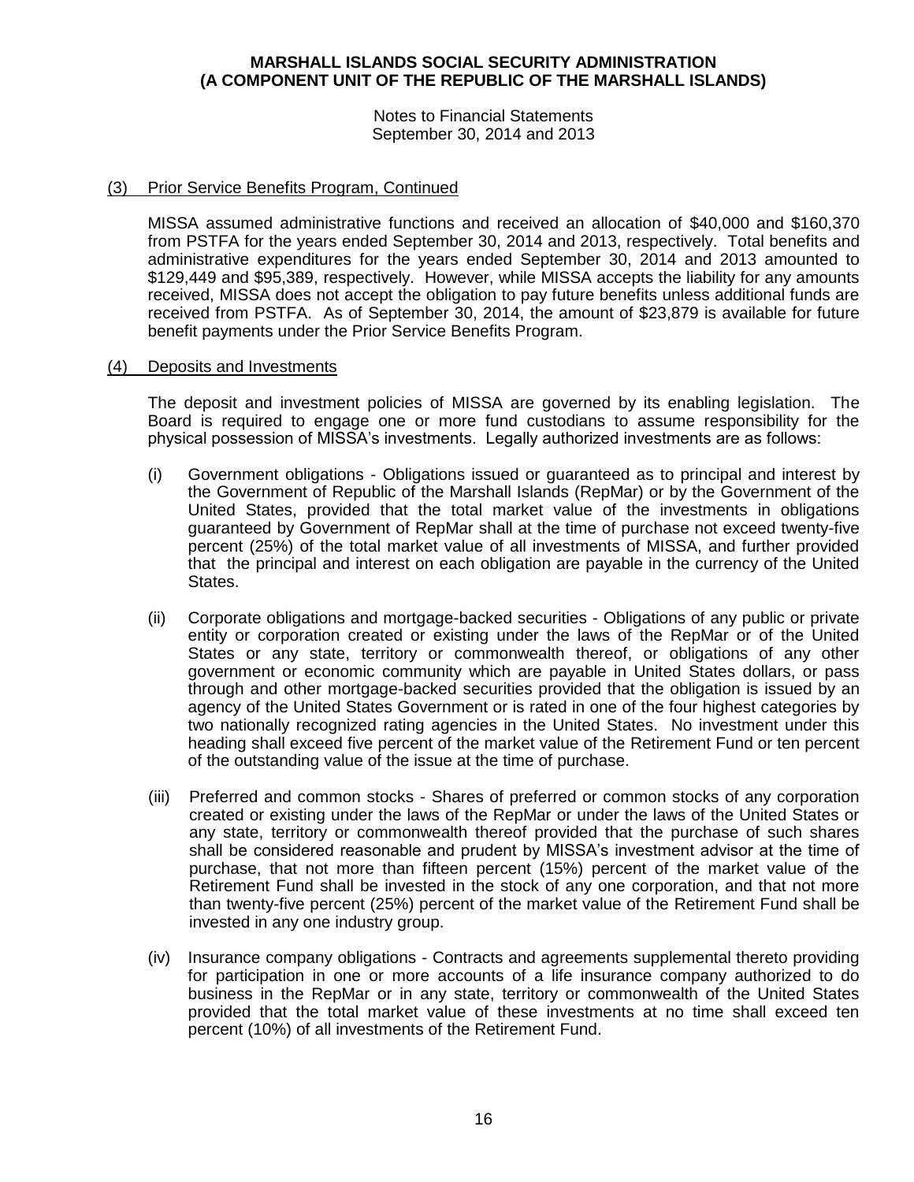### (3) Prior Service Benefits Program, Continued

MISSA assumed administrative functions and received an allocation of $40,000 and $160,370 from PSTFA for the years ended September 30, 2014 and 2013, respectively. Total benefits and administrative expenditures for the years ended September 30, 2014 and 2013 amounted to $129,449 and $95,389, respectively. However, while MISSA accepts the liability for any amounts received, MISSA does not accept the obligation to pay future benefits unless additional funds are received from PSTFA. As of September 30, 2014, the amount of $23,879 is available for future benefit payments under the Prior Service Benefits Program.

### (4) Deposits and Investments

The deposit and investment policies of MISSA are governed by its enabling legislation. The Board is required to engage one or more fund custodians to assume responsibility for the physical possession of MISSA's investments. Legally authorized investments are as follows:

(i) Government obligations - Obligations issued or guaranteed as to principal and interest by the Government of Republic of the Marshall Islands (RepMar) or by the Government of the United States, provided that the total market value of the investments in obligations guaranteed by Government of RepMar shall at the time of purchase not exceed twenty-five percent (25%) of the total market value of all investments of MISSA, and further provided that the principal and interest on each obligation are payable in the currency of the United States.

(ii) Corporate obligations and mortgage-backed securities - Obligations of any public or private entity or corporation created or existing under the laws of the RepMar or of the United States or any state, territory or commonwealth thereof, or obligations of any other government or economic community which are payable in United States dollars, or pass through and other mortgage-backed securities provided that the obligation is issued by an agency of the United States Government or is rated in one of the four highest categories by two nationally recognized rating agencies in the United States. No investment under this heading shall exceed five percent of the market value of the Retirement Fund or ten percent of the outstanding value of the issue at the time of purchase.

(iii) Preferred and common stocks - Shares of preferred or common stocks of any corporation created or existing under the laws of the RepMar or under the laws of the United States or any state, territory or commonwealth thereof provided that the purchase of such shares shall be considered reasonable and prudent by MISSA's investment advisor at the time of purchase, that not more than fifteen percent (15%) percent of the market value of the Retirement Fund shall be invested in the stock of any one corporation, and that not more than twenty-five percent (25%) percent of the market value of the Retirement Fund shall be invested in any one industry group.

(iv) Insurance company obligations - Contracts and agreements supplemental thereto providing for participation in one or more accounts of a life insurance company authorized to do business in the RepMar or in any state, territory or commonwealth of the United States provided that the total market value of these investments at no time shall exceed ten percent (10%) of all investments of the Retirement Fund.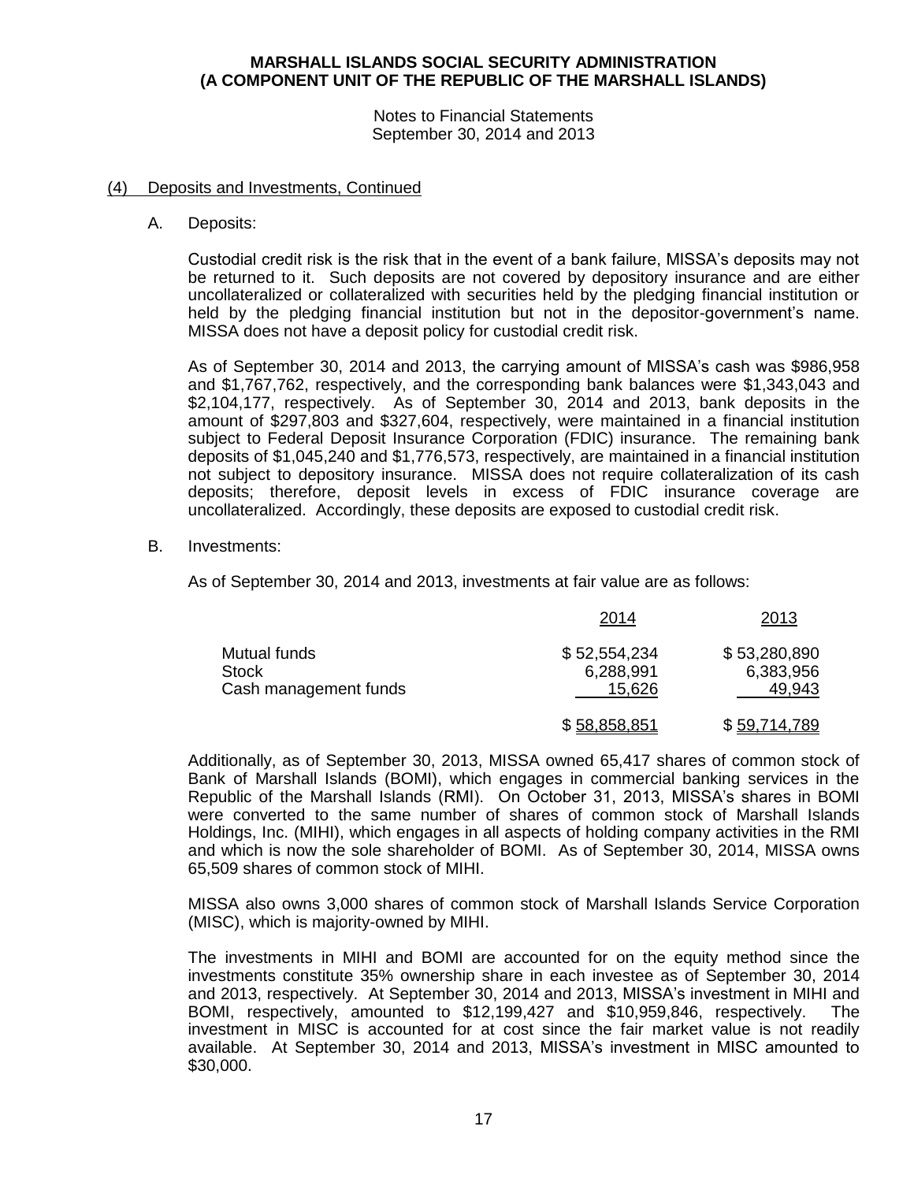# MARSHALL ISLANDS SOCIAL SECURITY ADMINISTRATION
# (A COMPONENT UNIT OF THE REPUBLIC OF THE MARSHALL ISLANDS)

Notes to Financial Statements
September 30, 2014 and 2013

## (4) Deposits and Investments, Continued

### A. Deposits:

Custodial credit risk is the risk that in the event of a bank failure, MISSA's deposits may not be returned to it. Such deposits are not covered by depository insurance and are either uncollateralized or collateralized with securities held by the pledging financial institution or held by the pledging financial institution but not in the depositor-government's name. MISSA does not have a deposit policy for custodial credit risk.

As of September 30, 2014 and 2013, the carrying amount of MISSA's cash was $986,958 and $1,767,762, respectively, and the corresponding bank balances were $1,343,043 and $2,104,177, respectively. As of September 30, 2014 and 2013, bank deposits in the amount of $297,803 and $327,604, respectively, were maintained in a financial institution subject to Federal Deposit Insurance Corporation (FDIC) insurance. The remaining bank deposits of $1,045,240 and $1,776,573, respectively, are maintained in a financial institution not subject to depository insurance. MISSA does not require collateralization of its cash deposits; therefore, deposit levels in excess of FDIC insurance coverage are uncollateralized. Accordingly, these deposits are exposed to custodial credit risk.

### B. Investments:

As of September 30, 2014 and 2013, investments at fair value are as follows:

| | 2014 | 2013 |
|---|---|---|
| Mutual funds | $ 52,554,234 | $ 53,280,890 |
| Stock | 6,288,991 | 6,383,956 |
| Cash management funds | 15,626 | 49,943 |
| | $ 58,858,851 | $ 59,714,789 |

Additionally, as of September 30, 2013, MISSA owned 65,417 shares of common stock of Bank of Marshall Islands (BOMI), which engages in commercial banking services in the Republic of the Marshall Islands (RMI). On October 31, 2013, MISSA's shares in BOMI were converted to the same number of shares of common stock of Marshall Islands Holdings, Inc. (MIHI), which engages in all aspects of holding company activities in the RMI and which is now the sole shareholder of BOMI. As of September 30, 2014, MISSA owns 65,509 shares of common stock of MIHI.

MISSA also owns 3,000 shares of common stock of Marshall Islands Service Corporation (MISC), which is majority-owned by MIHI.

The investments in MIHI and BOMI are accounted for on the equity method since the investments constitute 35% ownership share in each investee as of September 30, 2014 and 2013, respectively. At September 30, 2014 and 2013, MISSA's investment in MIHI and BOMI, respectively, amounted to $12,199,427 and $10,959,846, respectively. The investment in MISC is accounted for at cost since the fair market value is not readily available. At September 30, 2014 and 2013, MISSA's investment in MISC amounted to $30,000.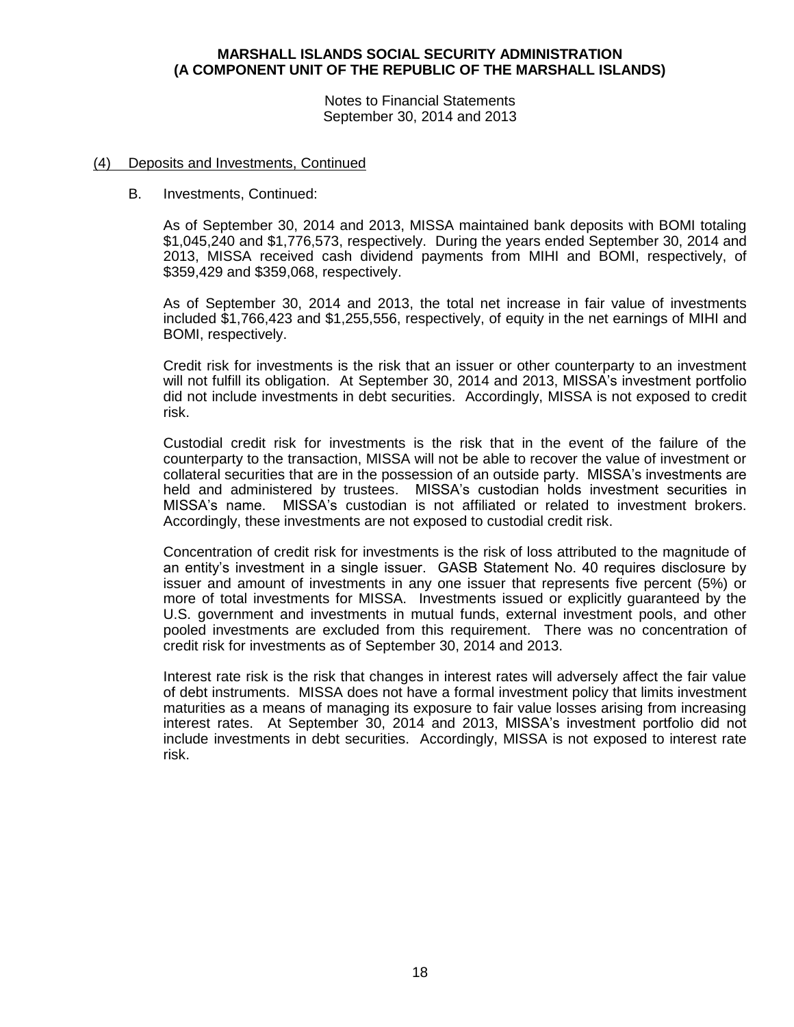## (4) Deposits and Investments, Continued

B. Investments, Continued:

As of September 30, 2014 and 2013, MISSA maintained bank deposits with BOMI totaling \$1,045,240 and \$1,776,573, respectively. During the years ended September 30, 2014 and 2013, MISSA received cash dividend payments from MIHI and BOMI, respectively, of \$359,429 and \$359,068, respectively.

As of September 30, 2014 and 2013, the total net increase in fair value of investments included \$1,766,423 and \$1,255,556, respectively, of equity in the net earnings of MIHI and BOMI, respectively.

Credit risk for investments is the risk that an issuer or other counterparty to an investment will not fulfill its obligation. At September 30, 2014 and 2013, MISSA's investment portfolio did not include investments in debt securities. Accordingly, MISSA is not exposed to credit risk.

Custodial credit risk for investments is the risk that in the event of the failure of the counterparty to the transaction, MISSA will not be able to recover the value of investment or collateral securities that are in the possession of an outside party. MISSA's investments are held and administered by trustees. MISSA's custodian holds investment securities in MISSA's name. MISSA's custodian is not affiliated or related to investment brokers. Accordingly, these investments are not exposed to custodial credit risk.

Concentration of credit risk for investments is the risk of loss attributed to the magnitude of an entity's investment in a single issuer. GASB Statement No. 40 requires disclosure by issuer and amount of investments in any one issuer that represents five percent (5%) or more of total investments for MISSA. Investments issued or explicitly guaranteed by the U.S. government and investments in mutual funds, external investment pools, and other pooled investments are excluded from this requirement. There was no concentration of credit risk for investments as of September 30, 2014 and 2013.

Interest rate risk is the risk that changes in interest rates will adversely affect the fair value of debt instruments. MISSA does not have a formal investment policy that limits investment maturities as a means of managing its exposure to fair value losses arising from increasing interest rates. At September 30, 2014 and 2013, MISSA's investment portfolio did not include investments in debt securities. Accordingly, MISSA is not exposed to interest rate risk.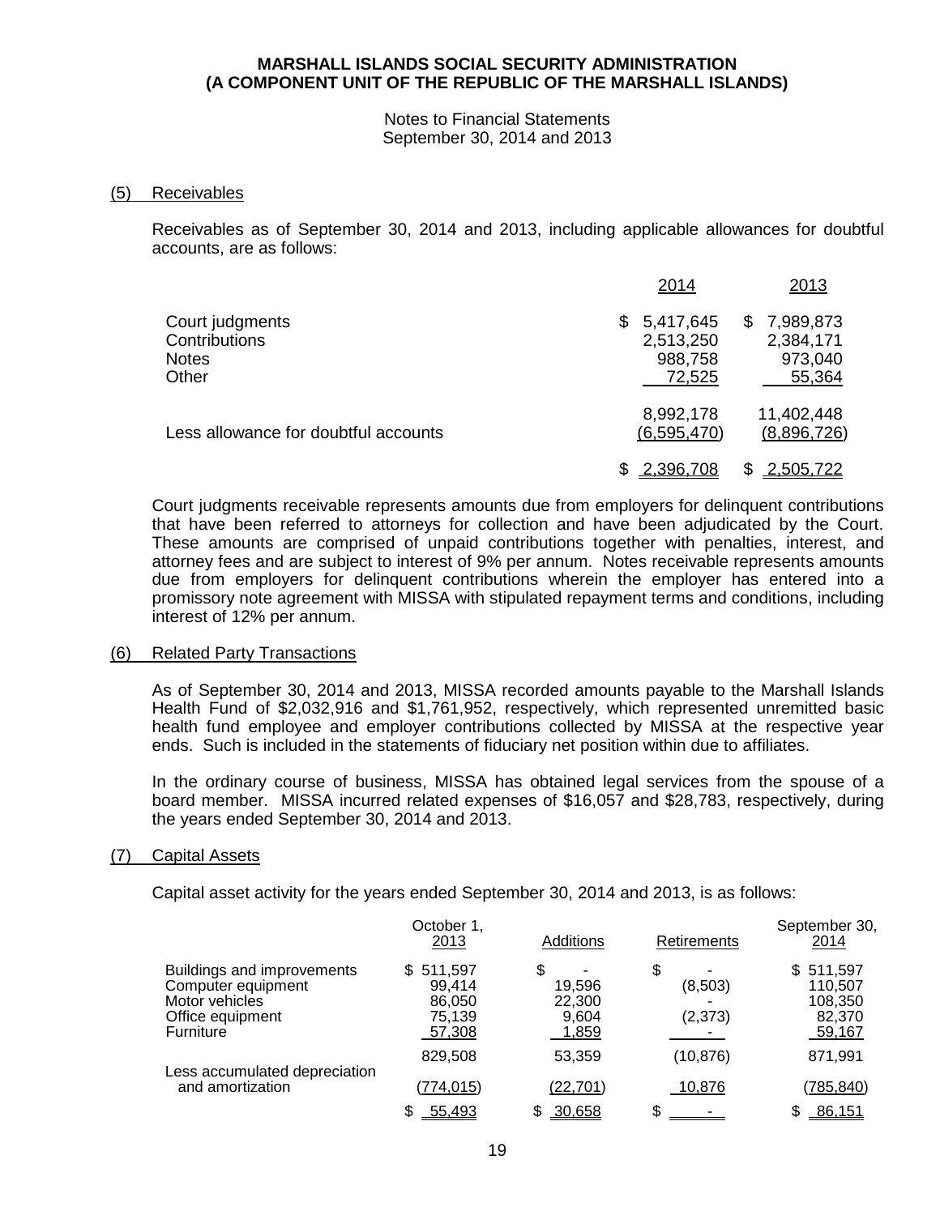**MARSHALL ISLANDS SOCIAL SECURITY ADMINISTRATION**
**(A COMPONENT UNIT OF THE REPUBLIC OF THE MARSHALL ISLANDS)**

Notes to Financial Statements
September 30, 2014 and 2013

## (5) Receivables

Receivables as of September 30, 2014 and 2013, including applicable allowances for doubtful accounts, are as follows:

| | 2014 | 2013 |
|---|---|---|
| Court judgments | $ 5,417,645 | $ 7,989,873 |
| Contributions | 2,513,250 | 2,384,171 |
| Notes | 988,758 | 973,040 |
| Other | 72,525 | 55,364 |
| | 8,992,178 | 11,402,448 |
| Less allowance for doubtful accounts | (6,595,470) | (8,896,726) |
| | $ 2,396,708 | $ 2,505,722 |

Court judgments receivable represents amounts due from employers for delinquent contributions that have been referred to attorneys for collection and have been adjudicated by the Court. These amounts are comprised of unpaid contributions together with penalties, interest, and attorney fees and are subject to interest of 9% per annum. Notes receivable represents amounts due from employers for delinquent contributions wherein the employer has entered into a promissory note agreement with MISSA with stipulated repayment terms and conditions, including interest of 12% per annum.

## (6) Related Party Transactions

As of September 30, 2014 and 2013, MISSA recorded amounts payable to the Marshall Islands Health Fund of $2,032,916 and $1,761,952, respectively, which represented unremitted basic health fund employee and employer contributions collected by MISSA at the respective year ends. Such is included in the statements of fiduciary net position within due to affiliates.

In the ordinary course of business, MISSA has obtained legal services from the spouse of a board member. MISSA incurred related expenses of $16,057 and $28,783, respectively, during the years ended September 30, 2014 and 2013.

## (7) Capital Assets

Capital asset activity for the years ended September 30, 2014 and 2013, is as follows:

| | October 1, 2013 | Additions | Retirements | September 30, 2014 |
|---|---|---|---|---|
| Buildings and improvements | $ 511,597 | $ - | $ - | $ 511,597 |
| Computer equipment | 99,414 | 19,596 | (8,503) | 110,507 |
| Motor vehicles | 86,050 | 22,300 | - | 108,350 |
| Office equipment | 75,139 | 9,604 | (2,373) | 82,370 |
| Furniture | 57,308 | 1,859 | - | 59,167 |
| | 829,508 | 53,359 | (10,876) | 871,991 |
| Less accumulated depreciation and amortization | (774,015) | (22,701) | 10,876 | (785,840) |
| | $ 55,493 | $ 30,658 | $ - | $ 86,151 |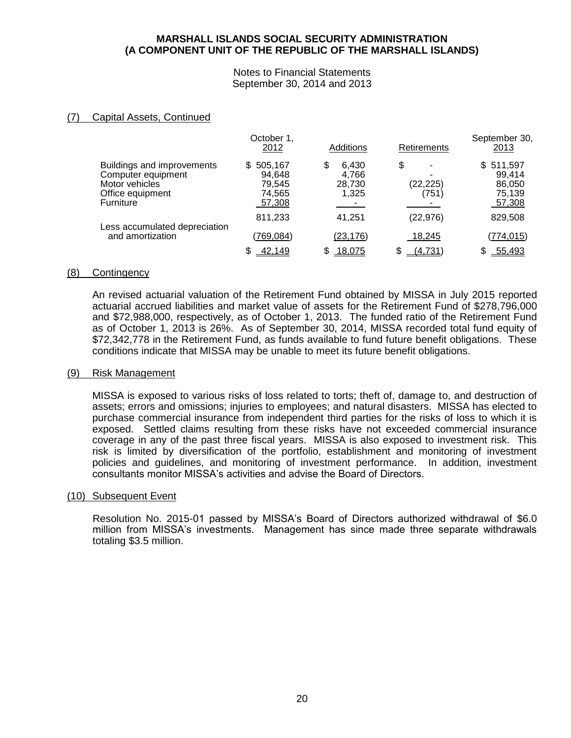**MARSHALL ISLANDS SOCIAL SECURITY ADMINISTRATION**
**(A COMPONENT UNIT OF THE REPUBLIC OF THE MARSHALL ISLANDS)**

Notes to Financial Statements
September 30, 2014 and 2013

## (7) Capital Assets, Continued

| | October 1, 2012 | Additions | Retirements | September 30, 2013 |
|---|---|---|---|---|
| Buildings and improvements | $ 505,167 | $ 6,430 | $ - | $ 511,597 |
| Computer equipment | 94,648 | 4,766 | - | 99,414 |
| Motor vehicles | 79,545 | 28,730 | (22,225) | 86,050 |
| Office equipment | 74,565 | 1,325 | (751) | 75,139 |
| Furniture | 57,308 | - | - | 57,308 |
| | 811,233 | 41,251 | (22,976) | 829,508 |
| Less accumulated depreciation and amortization | (769,084) | (23,176) | 18,245 | (774,015) |
| | $ 42,149 | $ 18,075 | $ (4,731) | $ 55,493 |

## (8) Contingency

An revised actuarial valuation of the Retirement Fund obtained by MISSA in July 2015 reported actuarial accrued liabilities and market value of assets for the Retirement Fund of $278,796,000 and $72,988,000, respectively, as of October 1, 2013. The funded ratio of the Retirement Fund as of October 1, 2013 is 26%. As of September 30, 2014, MISSA recorded total fund equity of $72,342,778 in the Retirement Fund, as funds available to fund future benefit obligations. These conditions indicate that MISSA may be unable to meet its future benefit obligations.

## (9) Risk Management

MISSA is exposed to various risks of loss related to torts; theft of, damage to, and destruction of assets; errors and omissions; injuries to employees; and natural disasters. MISSA has elected to purchase commercial insurance from independent third parties for the risks of loss to which it is exposed. Settled claims resulting from these risks have not exceeded commercial insurance coverage in any of the past three fiscal years. MISSA is also exposed to investment risk. This risk is limited by diversification of the portfolio, establishment and monitoring of investment policies and guidelines, and monitoring of investment performance. In addition, investment consultants monitor MISSA's activities and advise the Board of Directors.

## (10) Subsequent Event

Resolution No. 2015-01 passed by MISSA's Board of Directors authorized withdrawal of $6.0 million from MISSA's investments. Management has since made three separate withdrawals totaling $3.5 million.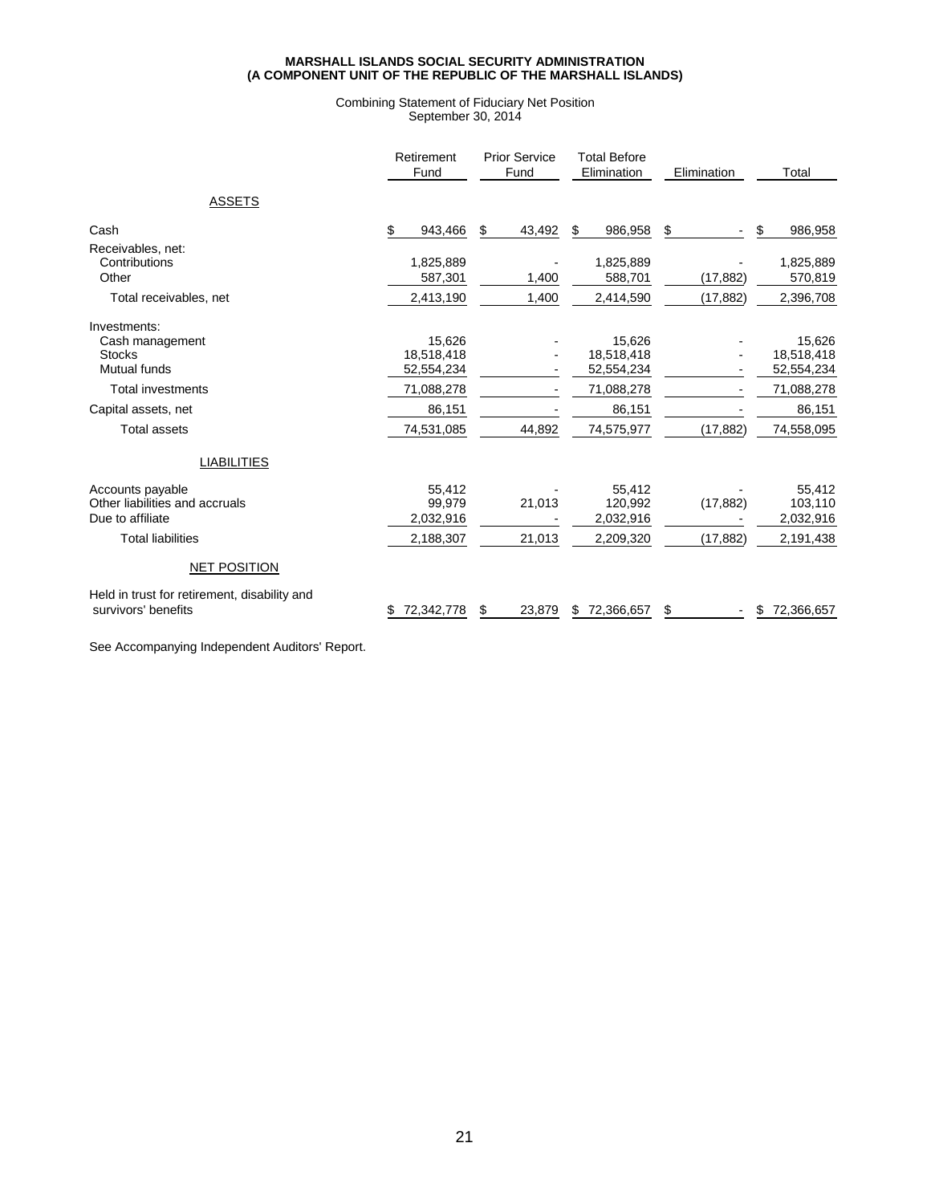**MARSHALL ISLANDS SOCIAL SECURITY ADMINISTRATION**
**(A COMPONENT UNIT OF THE REPUBLIC OF THE MARSHALL ISLANDS)**

Combining Statement of Fiduciary Net Position
September 30, 2014

| | Retirement Fund | Prior Service Fund | Total Before Elimination | Elimination | Total |
|---|---|---|---|---|---|
| ASSETS | | | | | |
| Cash | $ 943,466 | $ 43,492 | $ 986,958 | $ - | $ 986,958 |
| Receivables, net: | | | | | |
| Contributions | 1,825,889 | - | 1,825,889 | - | 1,825,889 |
| Other | 587,301 | 1,400 | 588,701 | (17,882) | 570,819 |
| Total receivables, net | 2,413,190 | 1,400 | 2,414,590 | (17,882) | 2,396,708 |
| Investments: | | | | | |
| Cash management | 15,626 | - | 15,626 | - | 15,626 |
| Stocks | 18,518,418 | - | 18,518,418 | - | 18,518,418 |
| Mutual funds | 52,554,234 | - | 52,554,234 | - | 52,554,234 |
| Total investments | 71,088,278 | - | 71,088,278 | - | 71,088,278 |
| Capital assets, net | 86,151 | - | 86,151 | - | 86,151 |
| Total assets | 74,531,085 | 44,892 | 74,575,977 | (17,882) | 74,558,095 |
| LIABILITIES | | | | | |
| Accounts payable | 55,412 | - | 55,412 | - | 55,412 |
| Other liabilities and accruals | 99,979 | 21,013 | 120,992 | (17,882) | 103,110 |
| Due to affiliate | 2,032,916 | - | 2,032,916 | - | 2,032,916 |
| Total liabilities | 2,188,307 | 21,013 | 2,209,320 | (17,882) | 2,191,438 |
| NET POSITION | | | | | |
| Held in trust for retirement, disability and survivors' benefits | $ 72,342,778 | $ 23,879 | $ 72,366,657 | $ - | $ 72,366,657 |

See Accompanying Independent Auditors' Report.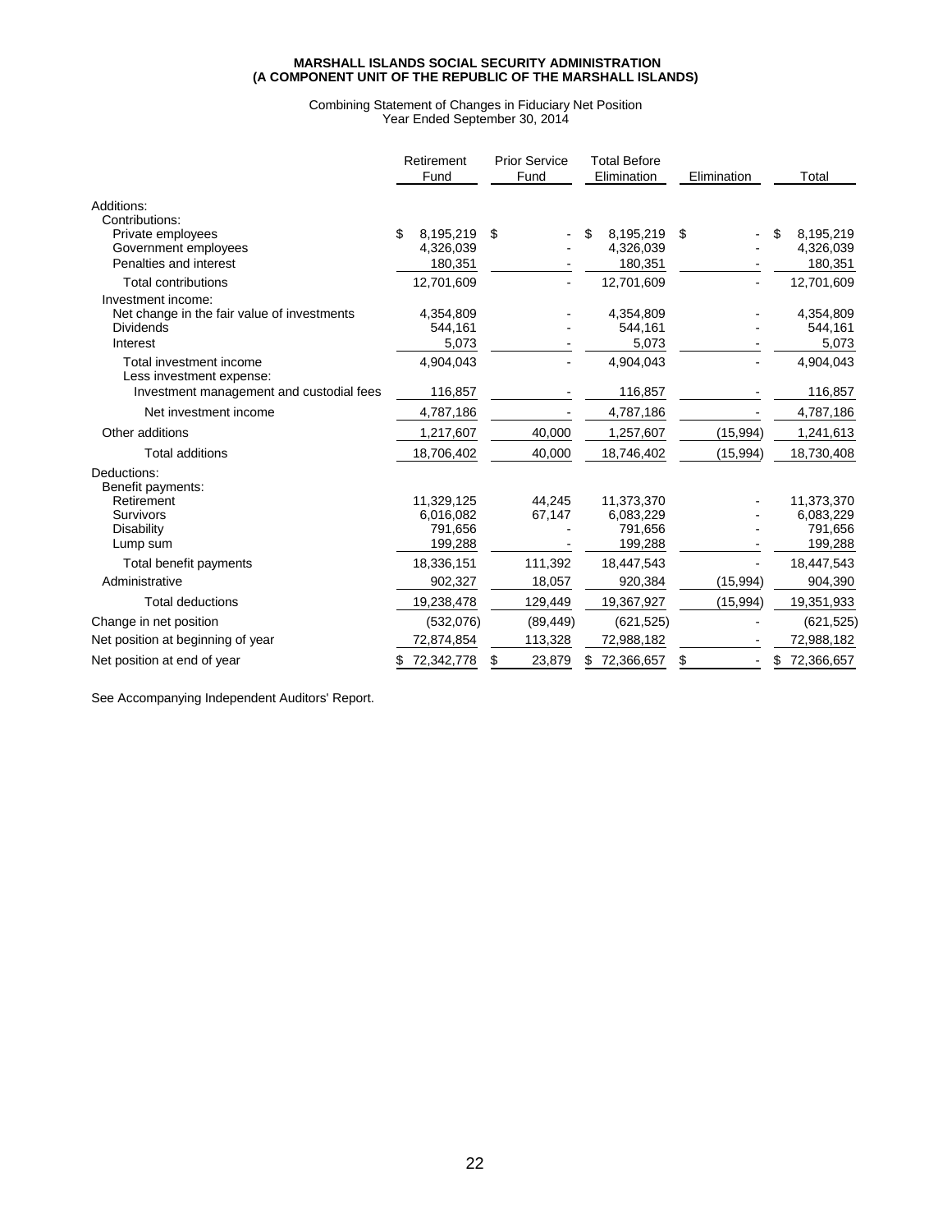**MARSHALL ISLANDS SOCIAL SECURITY ADMINISTRATION**
**(A COMPONENT UNIT OF THE REPUBLIC OF THE MARSHALL ISLANDS)**

Combining Statement of Changes in Fiduciary Net Position
Year Ended September 30, 2014

| | Retirement Fund | Prior Service Fund | Total Before Elimination | Elimination | Total |
|---|---|---|---|---|---|
| Additions: | | | | | |
| Contributions: | | | | | |
| Private employees | $ 8,195,219 | $ - | $ 8,195,219 | $ - | $ 8,195,219 |
| Government employees | 4,326,039 | - | 4,326,039 | - | 4,326,039 |
| Penalties and interest | 180,351 | - | 180,351 | - | 180,351 |
| Total contributions | 12,701,609 | - | 12,701,609 | - | 12,701,609 |
| Investment income: | | | | | |
| Net change in the fair value of investments | 4,354,809 | - | 4,354,809 | - | 4,354,809 |
| Dividends | 544,161 | - | 544,161 | - | 544,161 |
| Interest | 5,073 | - | 5,073 | - | 5,073 |
| Total investment income | 4,904,043 | - | 4,904,043 | - | 4,904,043 |
| Less investment expense: | | | | | |
| Investment management and custodial fees | 116,857 | - | 116,857 | - | 116,857 |
| Net investment income | 4,787,186 | - | 4,787,186 | - | 4,787,186 |
| Other additions | 1,217,607 | 40,000 | 1,257,607 | (15,994) | 1,241,613 |
| Total additions | 18,706,402 | 40,000 | 18,746,402 | (15,994) | 18,730,408 |
| Deductions: | | | | | |
| Benefit payments: | | | | | |
| Retirement | 11,329,125 | 44,245 | 11,373,370 | - | 11,373,370 |
| Survivors | 6,016,082 | 67,147 | 6,083,229 | - | 6,083,229 |
| Disability | 791,656 | - | 791,656 | - | 791,656 |
| Lump sum | 199,288 | - | 199,288 | - | 199,288 |
| Total benefit payments | 18,336,151 | 111,392 | 18,447,543 | - | 18,447,543 |
| Administrative | 902,327 | 18,057 | 920,384 | (15,994) | 904,390 |
| Total deductions | 19,238,478 | 129,449 | 19,367,927 | (15,994) | 19,351,933 |
| Change in net position | (532,076) | (89,449) | (621,525) | - | (621,525) |
| Net position at beginning of year | 72,874,854 | 113,328 | 72,988,182 | - | 72,988,182 |
| Net position at end of year | $ 72,342,778 | $ 23,879 | $ 72,366,657 | $ - | $ 72,366,657 |

See Accompanying Independent Auditors' Report.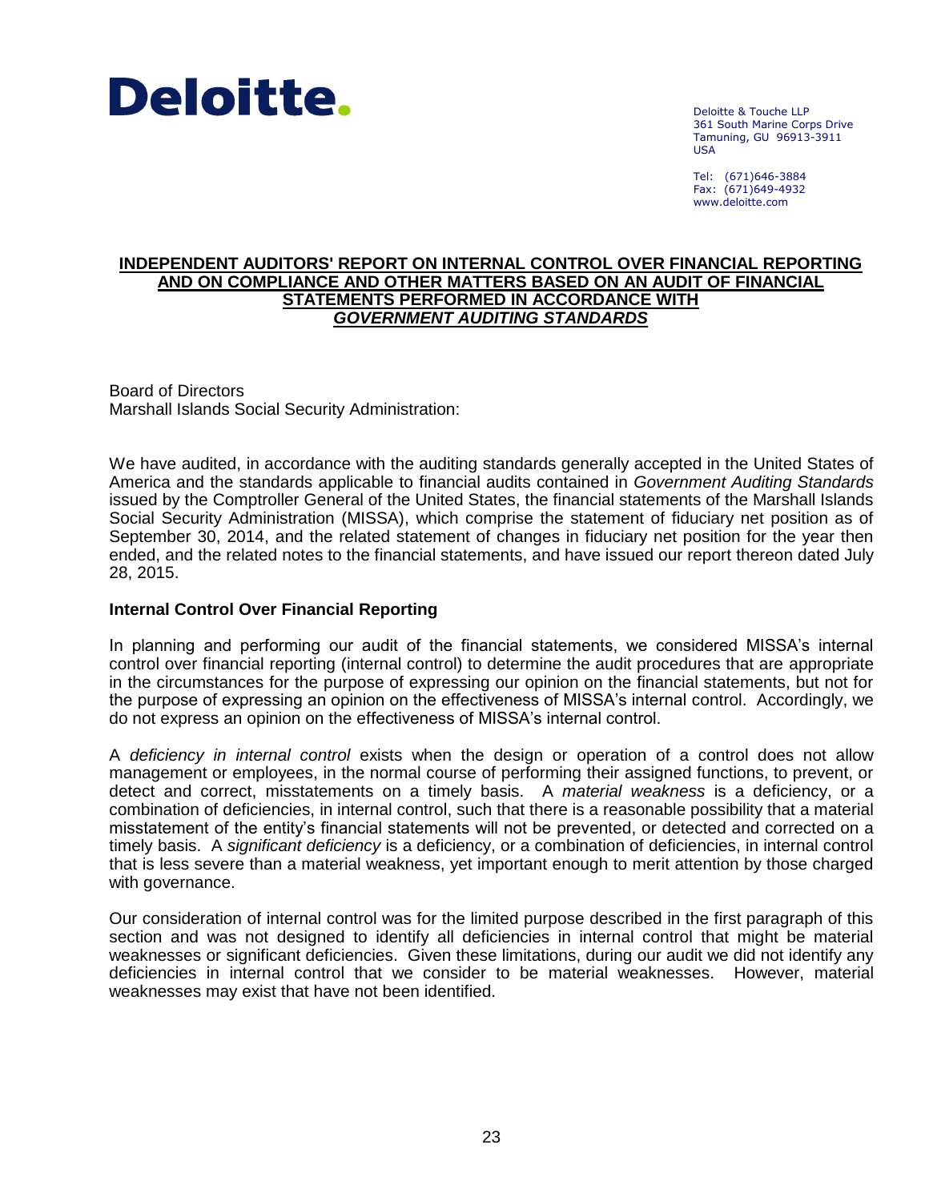**Deloitte.**

Deloitte & Touche LLP
361 South Marine Corps Drive
Tamuning, GU 96913-3911
USA

Tel: (671)646-3884
Fax: (671)649-4932
www.deloitte.com

## INDEPENDENT AUDITORS' REPORT ON INTERNAL CONTROL OVER FINANCIAL REPORTING AND ON COMPLIANCE AND OTHER MATTERS BASED ON AN AUDIT OF FINANCIAL STATEMENTS PERFORMED IN ACCORDANCE WITH *GOVERNMENT AUDITING STANDARDS*

Board of Directors
Marshall Islands Social Security Administration:

We have audited, in accordance with the auditing standards generally accepted in the United States of America and the standards applicable to financial audits contained in *Government Auditing Standards* issued by the Comptroller General of the United States, the financial statements of the Marshall Islands Social Security Administration (MISSA), which comprise the statement of fiduciary net position as of September 30, 2014, and the related statement of changes in fiduciary net position for the year then ended, and the related notes to the financial statements, and have issued our report thereon dated July 28, 2015.

**Internal Control Over Financial Reporting**

In planning and performing our audit of the financial statements, we considered MISSA's internal control over financial reporting (internal control) to determine the audit procedures that are appropriate in the circumstances for the purpose of expressing our opinion on the financial statements, but not for the purpose of expressing an opinion on the effectiveness of MISSA's internal control. Accordingly, we do not express an opinion on the effectiveness of MISSA's internal control.

A *deficiency in internal control* exists when the design or operation of a control does not allow management or employees, in the normal course of performing their assigned functions, to prevent, or detect and correct, misstatements on a timely basis. A *material weakness* is a deficiency, or a combination of deficiencies, in internal control, such that there is a reasonable possibility that a material misstatement of the entity's financial statements will not be prevented, or detected and corrected on a timely basis. A *significant deficiency* is a deficiency, or a combination of deficiencies, in internal control that is less severe than a material weakness, yet important enough to merit attention by those charged with governance.

Our consideration of internal control was for the limited purpose described in the first paragraph of this section and was not designed to identify all deficiencies in internal control that might be material weaknesses or significant deficiencies. Given these limitations, during our audit we did not identify any deficiencies in internal control that we consider to be material weaknesses. However, material weaknesses may exist that have not been identified.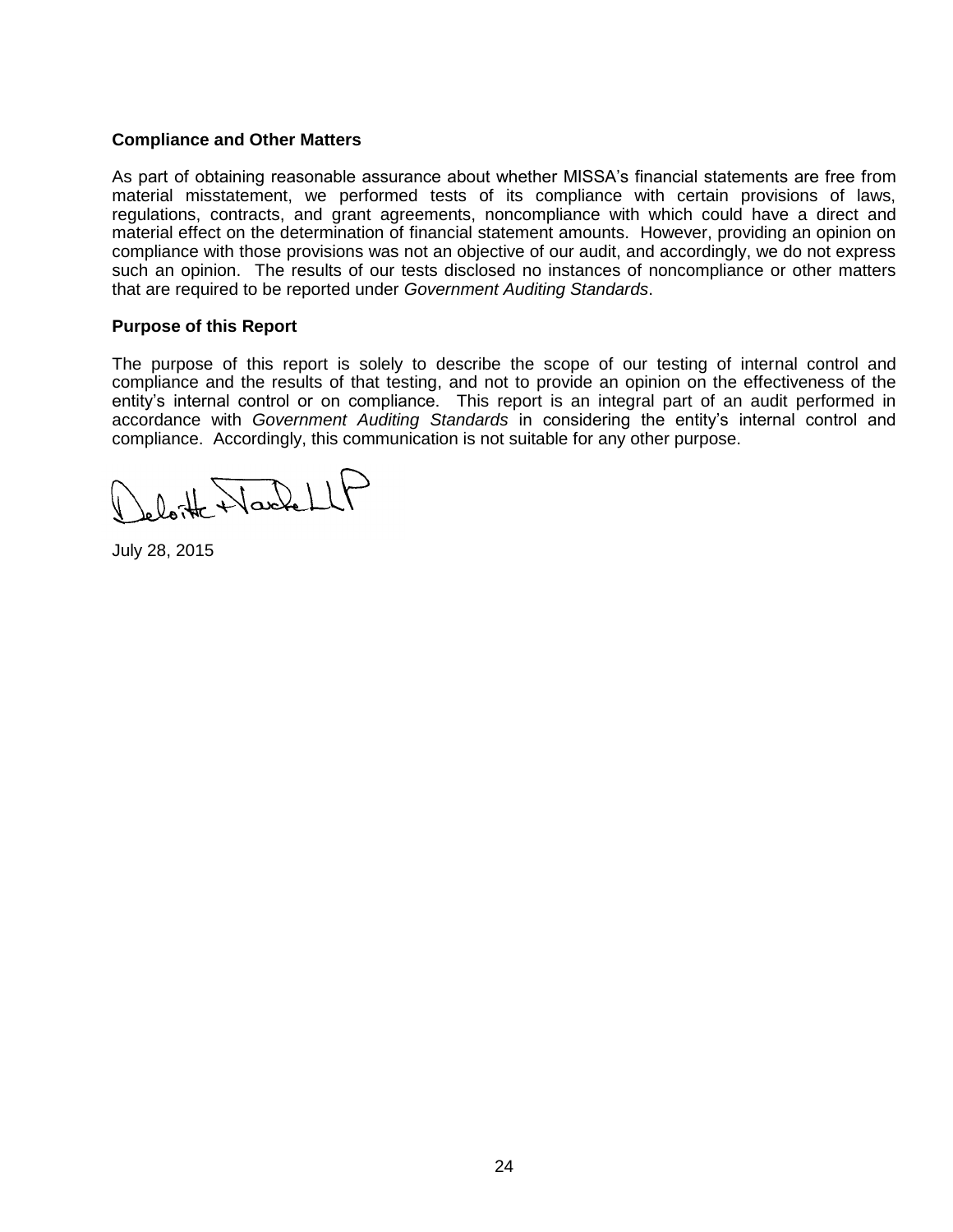**Compliance and Other Matters**

As part of obtaining reasonable assurance about whether MISSA's financial statements are free from material misstatement, we performed tests of its compliance with certain provisions of laws, regulations, contracts, and grant agreements, noncompliance with which could have a direct and material effect on the determination of financial statement amounts. However, providing an opinion on compliance with those provisions was not an objective of our audit, and accordingly, we do not express such an opinion. The results of our tests disclosed no instances of noncompliance or other matters that are required to be reported under *Government Auditing Standards*.

**Purpose of this Report**

The purpose of this report is solely to describe the scope of our testing of internal control and compliance and the results of that testing, and not to provide an opinion on the effectiveness of the entity's internal control or on compliance. This report is an integral part of an audit performed in accordance with *Government Auditing Standards* in considering the entity's internal control and compliance. Accordingly, this communication is not suitable for any other purpose.

Deloitte & Touche LLP

July 28, 2015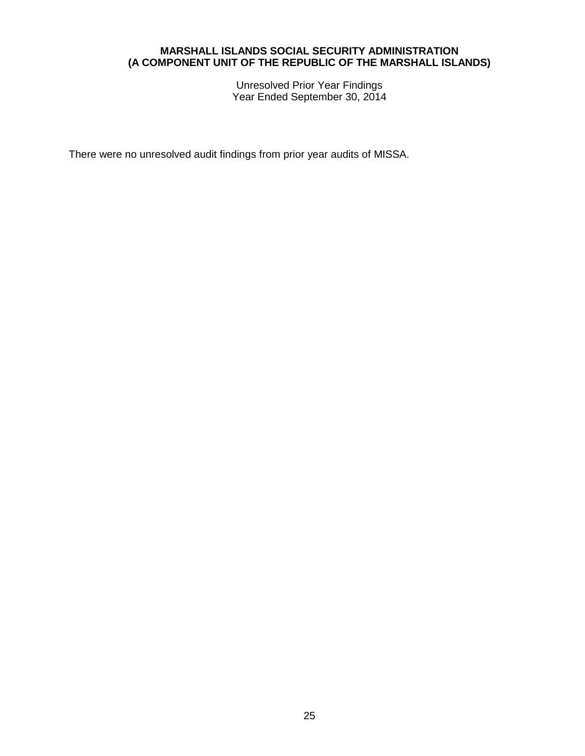**MARSHALL ISLANDS SOCIAL SECURITY ADMINISTRATION**
**(A COMPONENT UNIT OF THE REPUBLIC OF THE MARSHALL ISLANDS)**

Unresolved Prior Year Findings
Year Ended September 30, 2014

There were no unresolved audit findings from prior year audits of MISSA.